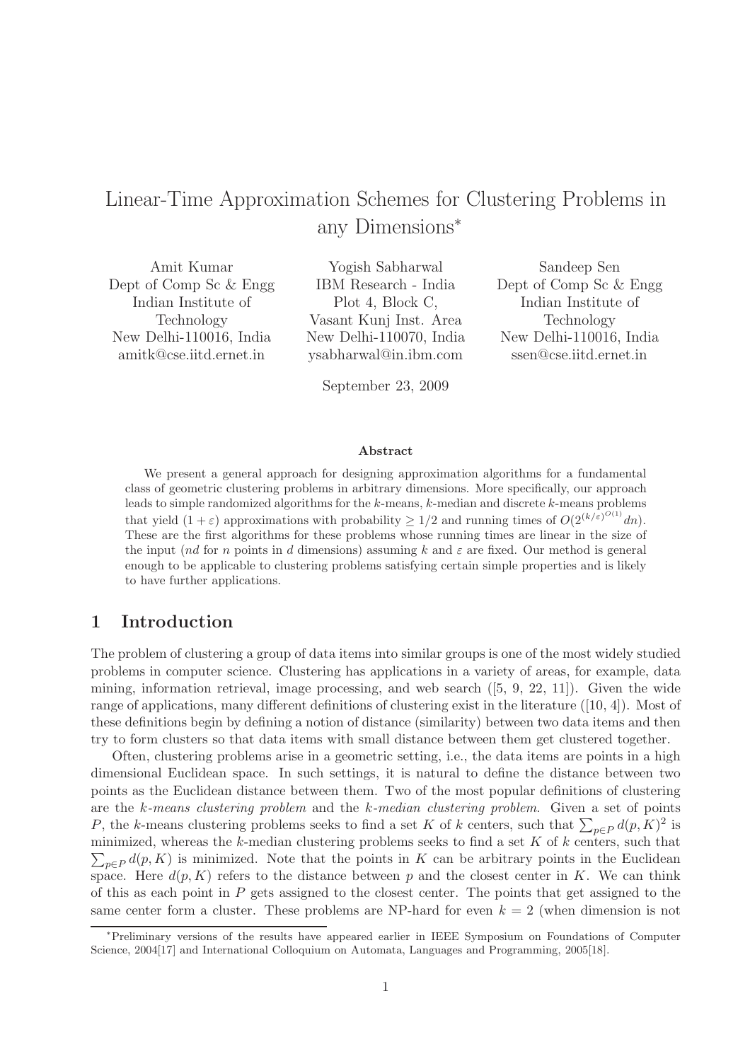# Linear-Time Approximation Schemes for Clustering Problems in any Dimensions*

Amit Kumar
Dept of Comp Sc & Engg
Indian Institute of Technology
New Delhi-110016, India
amitk@cse.iitd.ernet.in

Yogish Sabharwal
IBM Research - India
Plot 4, Block C,
Vasant Kunj Inst. Area
New Delhi-110070, India
ysabharwal@in.ibm.com

Sandeep Sen
Dept of Comp Sc & Engg
Indian Institute of Technology
New Delhi-110016, India
ssen@cse.iitd.ernet.in

September 23, 2009

**Abstract**

We present a general approach for designing approximation algorithms for a fundamental class of geometric clustering problems in arbitrary dimensions. More specifically, our approach leads to simple randomized algorithms for the $k$-means, $k$-median and discrete $k$-means problems that yield $(1+\varepsilon)$ approximations with probability $\geq 1/2$ and running times of $O(2^{(k/\varepsilon)^{O(1)}}dn)$. These are the first algorithms for these problems whose running times are linear in the size of the input ($nd$ for $n$ points in $d$ dimensions) assuming $k$ and $\varepsilon$ are fixed. Our method is general enough to be applicable to clustering problems satisfying certain simple properties and is likely to have further applications.

## 1 Introduction

The problem of clustering a group of data items into similar groups is one of the most widely studied problems in computer science. Clustering has applications in a variety of areas, for example, data mining, information retrieval, image processing, and web search ([5, 9, 22, 11]). Given the wide range of applications, many different definitions of clustering exist in the literature ([10, 4]). Most of these definitions begin by defining a notion of distance (similarity) between two data items and then try to form clusters so that data items with small distance between them get clustered together.

Often, clustering problems arise in a geometric setting, i.e., the data items are points in a high dimensional Euclidean space. In such settings, it is natural to define the distance between two points as the Euclidean distance between them. Two of the most popular definitions of clustering are the *k-means clustering problem* and the *k-median clustering problem*. Given a set of points $P$, the $k$-means clustering problems seeks to find a set $K$ of $k$ centers, such that $\sum_{p \in P} d(p,K)^2$ is minimized, whereas the $k$-median clustering problems seeks to find a set $K$ of $k$ centers, such that $\sum_{p \in P} d(p,K)$ is minimized. Note that the points in $K$ can be arbitrary points in the Euclidean space. Here $d(p,K)$ refers to the distance between $p$ and the closest center in $K$. We can think of this as each point in $P$ gets assigned to the closest center. The points that get assigned to the same center form a cluster. These problems are NP-hard for even $k = 2$ (when dimension is not

*Preliminary versions of the results have appeared earlier in IEEE Symposium on Foundations of Computer Science, 2004[17] and International Colloquium on Automata, Languages and Programming, 2005[18].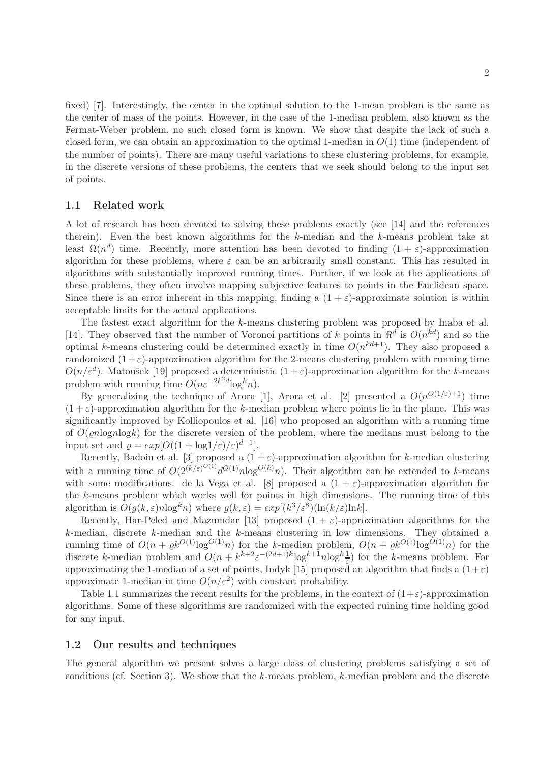fixed) [7]. Interestingly, the center in the optimal solution to the 1-mean problem is the same as the center of mass of the points. However, in the case of the 1-median problem, also known as the Fermat-Weber problem, no such closed form is known. We show that despite the lack of such a closed form, we can obtain an approximation to the optimal 1-median in $O(1)$ time (independent of the number of points). There are many useful variations to these clustering problems, for example, in the discrete versions of these problems, the centers that we seek should belong to the input set of points.

### 1.1 Related work

A lot of research has been devoted to solving these problems exactly (see [14] and the references therein). Even the best known algorithms for the $k$-median and the $k$-means problem take at least $\Omega(n^d)$ time. Recently, more attention has been devoted to finding $(1+\varepsilon)$-approximation algorithm for these problems, where $\varepsilon$ can be an arbitrarily small constant. This has resulted in algorithms with substantially improved running times. Further, if we look at the applications of these problems, they often involve mapping subjective features to points in the Euclidean space. Since there is an error inherent in this mapping, finding a $(1+\varepsilon)$-approximate solution is within acceptable limits for the actual applications.

The fastest exact algorithm for the $k$-means clustering problem was proposed by Inaba et al. [14]. They observed that the number of Voronoi partitions of $k$ points in $\Re^d$ is $O(n^{kd})$ and so the optimal $k$-means clustering could be determined exactly in time $O(n^{kd+1})$. They also proposed a randomized $(1+\varepsilon)$-approximation algorithm for the 2-means clustering problem with running time $O(n/\varepsilon^d)$. Matoušek [19] proposed a deterministic $(1+\varepsilon)$-approximation algorithm for the $k$-means problem with running time $O(n\varepsilon^{-2k^2 d}\log^k n)$.

By generalizing the technique of Arora [1], Arora et al. [2] presented a $O(n^{O(1/\varepsilon)+1})$ time $(1+\varepsilon)$-approximation algorithm for the $k$-median problem where points lie in the plane. This was significantly improved by Kolliopoulos et al. [16] who proposed an algorithm with a running time of $O(\varrho n \log n \log k)$ for the discrete version of the problem, where the medians must belong to the input set and $\varrho = exp[O((1+\log 1/\varepsilon)/\varepsilon)^{d-1}]$.

Recently, Badoiu et al. [3] proposed a $(1+\varepsilon)$-approximation algorithm for $k$-median clustering with a running time of $O(2^{(k/\varepsilon)^{O(1)}} d^{O(1)} n \log^{O(k)} n)$. Their algorithm can be extended to $k$-means with some modifications. de la Vega et al. [8] proposed a $(1+\varepsilon)$-approximation algorithm for the $k$-means problem which works well for points in high dimensions. The running time of this algorithm is $O(g(k,\varepsilon) n \log^k n)$ where $g(k,\varepsilon) = exp[(k^3/\varepsilon^8)(\ln(k/\varepsilon)\ln k]$.

Recently, Har-Peled and Mazumdar [13] proposed $(1+\varepsilon)$-approximation algorithms for the $k$-median, discrete $k$-median and the $k$-means clustering in low dimensions. They obtained a running time of $O(n + \varrho k^{O(1)} \log^{O(1)} n)$ for the $k$-median problem, $O(n + \varrho k^{O(1)} \log^{O(1)} n)$ for the discrete $k$-median problem and $O(n + k^{k+2}\varepsilon^{-(2d+1)k}\log^{k+1} n \log^k \frac{1}{\varepsilon})$ for the $k$-means problem. For approximating the 1-median of a set of points, Indyk [15] proposed an algorithm that finds a $(1+\varepsilon)$ approximate 1-median in time $O(n/\varepsilon^2)$ with constant probability.

Table 1.1 summarizes the recent results for the problems, in the context of $(1+\varepsilon)$-approximation algorithms. Some of these algorithms are randomized with the expected ruining time holding good for any input.

### 1.2 Our results and techniques

The general algorithm we present solves a large class of clustering problems satisfying a set of conditions (cf. Section 3). We show that the $k$-means problem, $k$-median problem and the discrete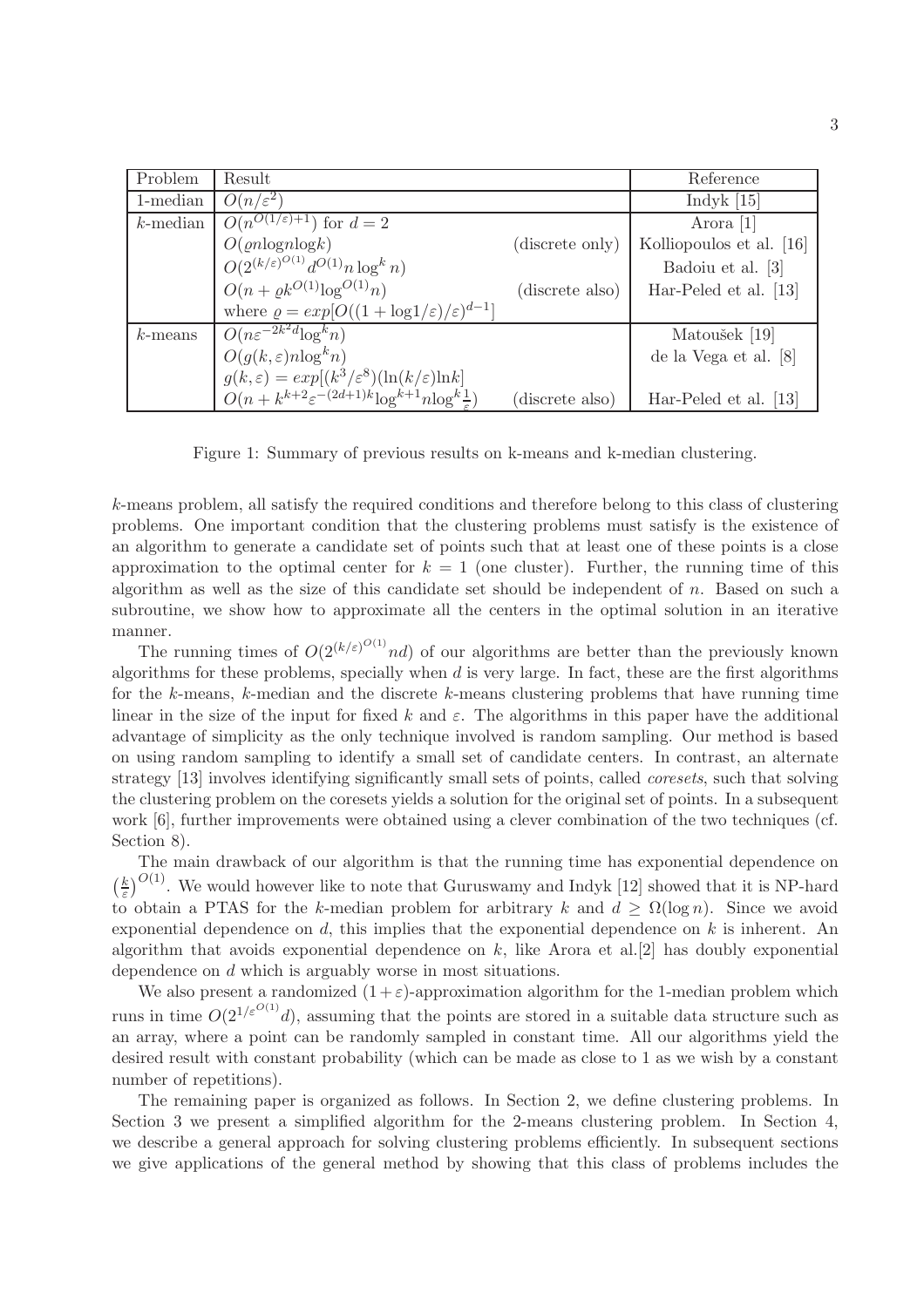| Problem | Result | | Reference |
|---|---|---|---|
| 1-median | $O(n/\varepsilon^2)$ | | Indyk [15] |
| $k$-median | $O(n^{O(1/\varepsilon)+1})$ for $d=2$ | | Arora [1] |
| | $O(\varrho n \log n \log k)$ | (discrete only) | Kolliopoulos et al. [16] |
| | $O(2^{(k/\varepsilon)^{O(1)}} d^{O(1)} n \log^k n)$ | | Badoiu et al. [3] |
| | $O(n + \varrho k^{O(1)} \log^{O(1)} n)$ | (discrete also) | Har-Peled et al. [13] |
| | where $\varrho = exp[O((1+\log 1/\varepsilon)/\varepsilon)^{d-1}]$ | | |
| $k$-means | $O(n\varepsilon^{-2k^2 d} \log^k n)$ | | Matoušek [19] |
| | $O(g(k,\varepsilon) n \log^k n)$ | | de la Vega et al. [8] |
| | $g(k,\varepsilon) = exp[(k^3/\varepsilon^8)(\ln(k/\varepsilon)\ln k]$ | | |
| | $O(n + k^{k+2}\varepsilon^{-(2d+1)k} \log^{k+1} n \log^k \frac{1}{\varepsilon})$ | (discrete also) | Har-Peled et al. [13] |

Figure 1: Summary of previous results on k-means and k-median clustering.

$k$-means problem, all satisfy the required conditions and therefore belong to this class of clustering problems. One important condition that the clustering problems must satisfy is the existence of an algorithm to generate a candidate set of points such that at least one of these points is a close approximation to the optimal center for $k = 1$ (one cluster). Further, the running time of this algorithm as well as the size of this candidate set should be independent of $n$. Based on such a subroutine, we show how to approximate all the centers in the optimal solution in an iterative manner.

The running times of $O(2^{(k/\varepsilon)^{O(1)}} nd)$ of our algorithms are better than the previously known algorithms for these problems, specially when $d$ is very large. In fact, these are the first algorithms for the $k$-means, $k$-median and the discrete $k$-means clustering problems that have running time linear in the size of the input for fixed $k$ and $\varepsilon$. The algorithms in this paper have the additional advantage of simplicity as the only technique involved is random sampling. Our method is based on using random sampling to identify a small set of candidate centers. In contrast, an alternate strategy [13] involves identifying significantly small sets of points, called *coresets*, such that solving the clustering problem on the coresets yields a solution for the original set of points. In a subsequent work [6], further improvements were obtained using a clever combination of the two techniques (cf. Section 8).

The main drawback of our algorithm is that the running time has exponential dependence on $\left(\frac{k}{\varepsilon}\right)^{O(1)}$. We would however like to note that Guruswamy and Indyk [12] showed that it is NP-hard to obtain a PTAS for the $k$-median problem for arbitrary $k$ and $d \geq \Omega(\log n)$. Since we avoid exponential dependence on $d$, this implies that the exponential dependence on $k$ is inherent. An algorithm that avoids exponential dependence on $k$, like Arora et al.[2] has doubly exponential dependence on $d$ which is arguably worse in most situations.

We also present a randomized $(1+\varepsilon)$-approximation algorithm for the 1-median problem which runs in time $O(2^{1/\varepsilon^{O(1)}} d)$, assuming that the points are stored in a suitable data structure such as an array, where a point can be randomly sampled in constant time. All our algorithms yield the desired result with constant probability (which can be made as close to 1 as we wish by a constant number of repetitions).

The remaining paper is organized as follows. In Section 2, we define clustering problems. In Section 3 we present a simplified algorithm for the 2-means clustering problem. In Section 4, we describe a general approach for solving clustering problems efficiently. In subsequent sections we give applications of the general method by showing that this class of problems includes the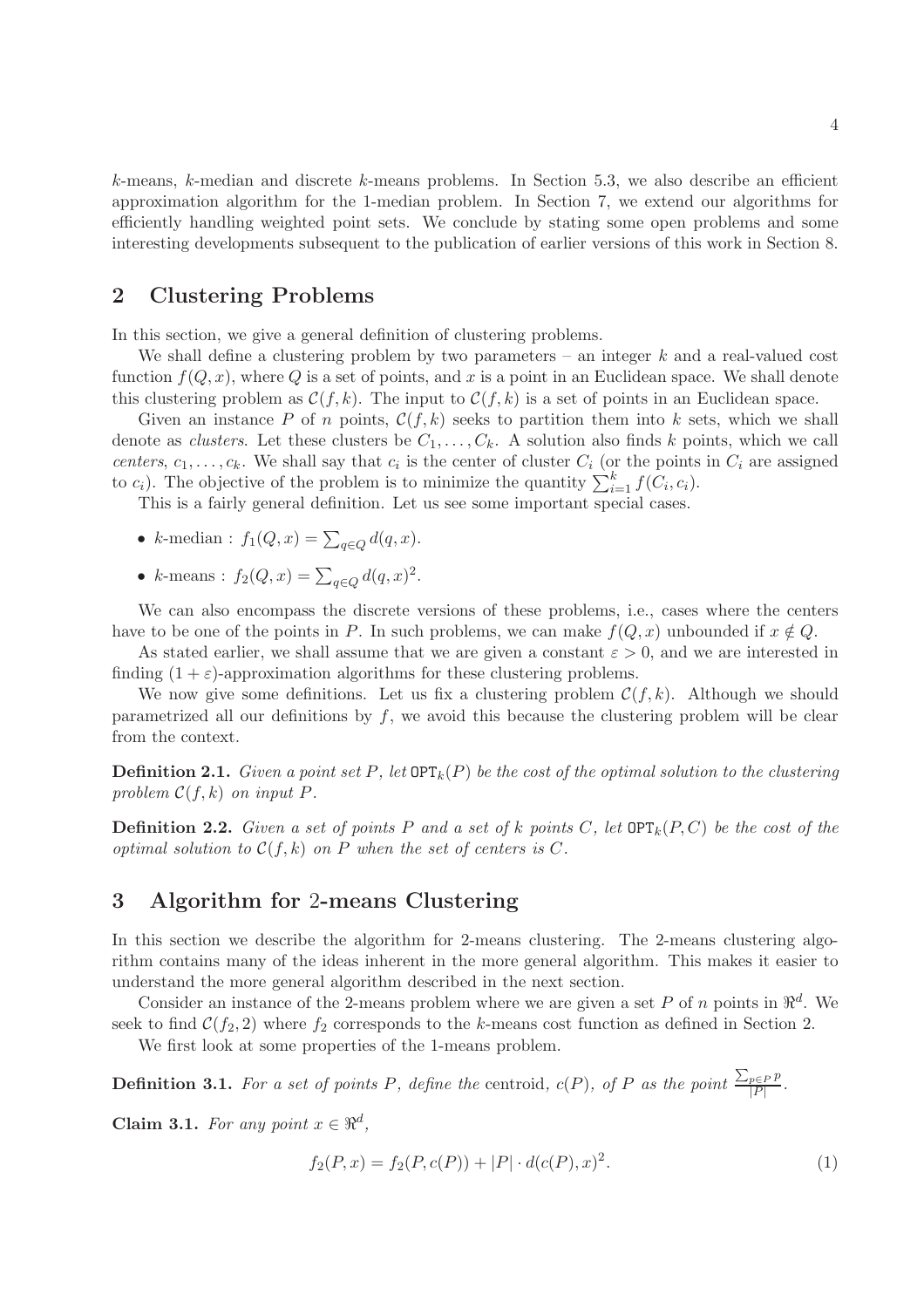$k$-means, $k$-median and discrete $k$-means problems. In Section 5.3, we also describe an efficient approximation algorithm for the 1-median problem. In Section 7, we extend our algorithms for efficiently handling weighted point sets. We conclude by stating some open problems and some interesting developments subsequent to the publication of earlier versions of this work in Section 8.

## 2 Clustering Problems

In this section, we give a general definition of clustering problems.

We shall define a clustering problem by two parameters – an integer $k$ and a real-valued cost function $f(Q, x)$, where $Q$ is a set of points, and $x$ is a point in an Euclidean space. We shall denote this clustering problem as $\mathcal{C}(f, k)$. The input to $\mathcal{C}(f, k)$ is a set of points in an Euclidean space.

Given an instance $P$ of $n$ points, $\mathcal{C}(f, k)$ seeks to partition them into $k$ sets, which we shall denote as *clusters*. Let these clusters be $C_1, \ldots, C_k$. A solution also finds $k$ points, which we call *centers*, $c_1, \ldots, c_k$. We shall say that $c_i$ is the center of cluster $C_i$ (or the points in $C_i$ are assigned to $c_i$). The objective of the problem is to minimize the quantity $\sum_{i=1}^{k} f(C_i, c_i)$.

This is a fairly general definition. Let us see some important special cases.

- $k$-median : $f_1(Q, x) = \sum_{q \in Q} d(q, x)$.
- $k$-means : $f_2(Q, x) = \sum_{q \in Q} d(q, x)^2$.

We can also encompass the discrete versions of these problems, i.e., cases where the centers have to be one of the points in $P$. In such problems, we can make $f(Q, x)$ unbounded if $x \notin Q$.

As stated earlier, we shall assume that we are given a constant $\varepsilon > 0$, and we are interested in finding $(1 + \varepsilon)$-approximation algorithms for these clustering problems.

We now give some definitions. Let us fix a clustering problem $\mathcal{C}(f, k)$. Although we should parametrized all our definitions by $f$, we avoid this because the clustering problem will be clear from the context.

**Definition 2.1.** *Given a point set $P$, let $\mathtt{OPT}_k(P)$ be the cost of the optimal solution to the clustering problem $\mathcal{C}(f, k)$ on input $P$.*

**Definition 2.2.** *Given a set of points $P$ and a set of $k$ points $C$, let $\mathtt{OPT}_k(P, C)$ be the cost of the optimal solution to $\mathcal{C}(f, k)$ on $P$ when the set of centers is $C$.*

## 3 Algorithm for 2-means Clustering

In this section we describe the algorithm for 2-means clustering. The 2-means clustering algorithm contains many of the ideas inherent in the more general algorithm. This makes it easier to understand the more general algorithm described in the next section.

Consider an instance of the 2-means problem where we are given a set $P$ of $n$ points in $\Re^d$. We seek to find $\mathcal{C}(f_2, 2)$ where $f_2$ corresponds to the $k$-means cost function as defined in Section 2.

We first look at some properties of the 1-means problem.

**Definition 3.1.** *For a set of points $P$, define the* centroid, *$c(P)$, of $P$ as the point $\frac{\sum_{p \in P} p}{|P|}$.*

**Claim 3.1.** *For any point $x \in \Re^d$,*

$$f_2(P, x) = f_2(P, c(P)) + |P| \cdot d(c(P), x)^2. \tag{1}$$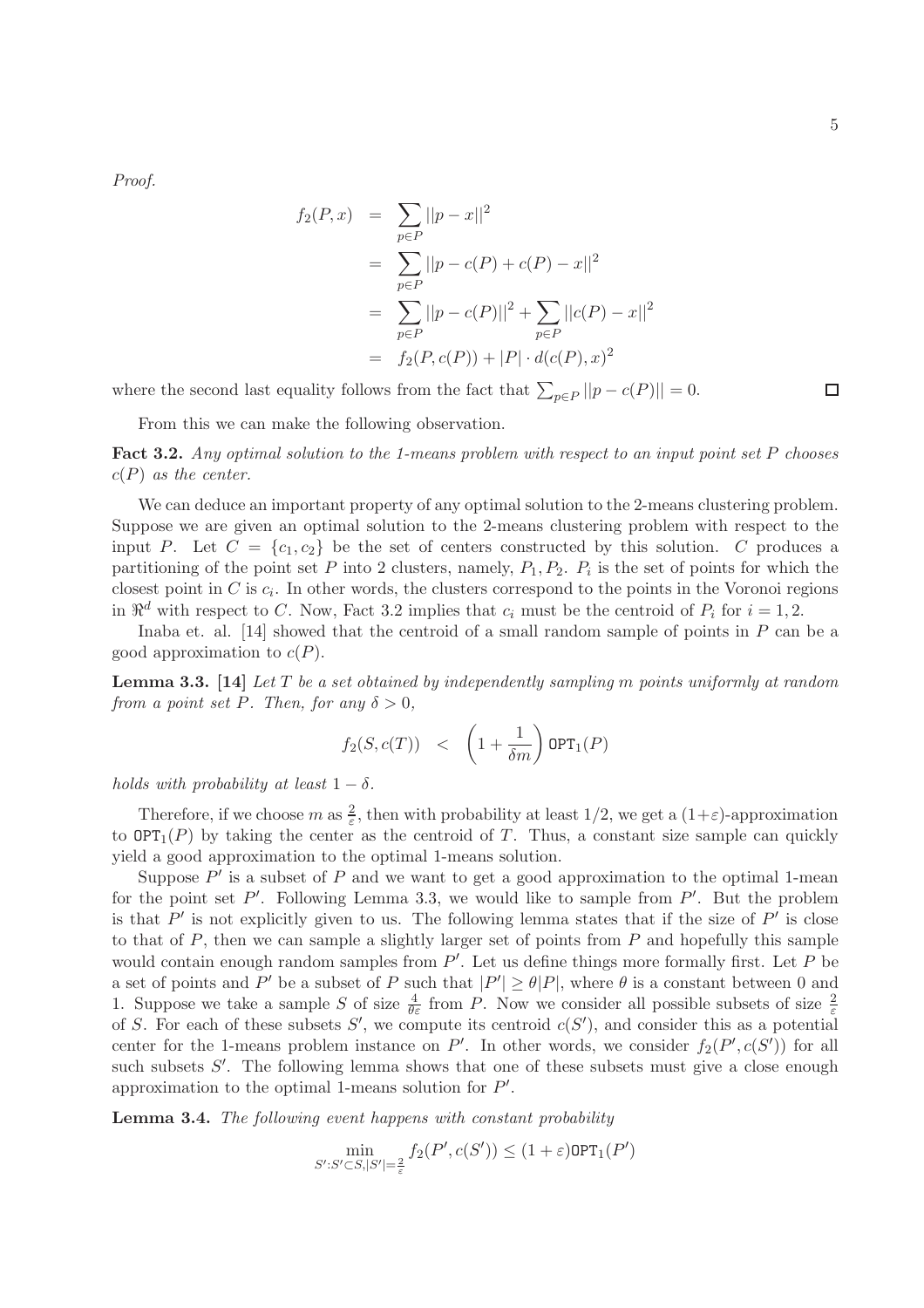*Proof.*

$$
\begin{aligned}
f_2(P, x) &= \sum_{p \in P} ||p - x||^2 \\
&= \sum_{p \in P} ||p - c(P) + c(P) - x||^2 \\
&= \sum_{p \in P} ||p - c(P)||^2 + \sum_{p \in P} ||c(P) - x||^2 \\
&= f_2(P, c(P)) + |P| \cdot d(c(P), x)^2
\end{aligned}
$$

where the second last equality follows from the fact that $\sum_{p \in P} ||p - c(P)|| = 0$. □

From this we can make the following observation.

**Fact 3.2.** *Any optimal solution to the 1-means problem with respect to an input point set $P$ chooses $c(P)$ as the center.*

We can deduce an important property of any optimal solution to the 2-means clustering problem. Suppose we are given an optimal solution to the 2-means clustering problem with respect to the input $P$. Let $C = \{c_1, c_2\}$ be the set of centers constructed by this solution. $C$ produces a partitioning of the point set $P$ into 2 clusters, namely, $P_1, P_2$. $P_i$ is the set of points for which the closest point in $C$ is $c_i$. In other words, the clusters correspond to the points in the Voronoi regions in $\Re^d$ with respect to $C$. Now, Fact 3.2 implies that $c_i$ must be the centroid of $P_i$ for $i = 1, 2$.

Inaba et. al. [14] showed that the centroid of a small random sample of points in $P$ can be a good approximation to $c(P)$.

**Lemma 3.3. [14]** *Let $T$ be a set obtained by independently sampling $m$ points uniformly at random from a point set $P$. Then, for any $\delta > 0$,*

$$
f_2(S, c(T)) \quad < \quad \left(1 + \frac{1}{\delta m}\right) \texttt{OPT}_1(P)
$$

*holds with probability at least $1 - \delta$.*

Therefore, if we choose $m$ as $\frac{2}{\varepsilon}$, then with probability at least $1/2$, we get a $(1+\varepsilon)$-approximation to $\texttt{OPT}_1(P)$ by taking the center as the centroid of $T$. Thus, a constant size sample can quickly yield a good approximation to the optimal 1-means solution.

Suppose $P'$ is a subset of $P$ and we want to get a good approximation to the optimal 1-mean for the point set $P'$. Following Lemma 3.3, we would like to sample from $P'$. But the problem is that $P'$ is not explicitly given to us. The following lemma states that if the size of $P'$ is close to that of $P$, then we can sample a slightly larger set of points from $P$ and hopefully this sample would contain enough random samples from $P'$. Let us define things more formally first. Let $P$ be a set of points and $P'$ be a subset of $P$ such that $|P'| \geq \theta|P|$, where $\theta$ is a constant between 0 and 1. Suppose we take a sample $S$ of size $\frac{4}{\theta\varepsilon}$ from $P$. Now we consider all possible subsets of size $\frac{2}{\varepsilon}$ of $S$. For each of these subsets $S'$, we compute its centroid $c(S')$, and consider this as a potential center for the 1-means problem instance on $P'$. In other words, we consider $f_2(P', c(S'))$ for all such subsets $S'$. The following lemma shows that one of these subsets must give a close enough approximation to the optimal 1-means solution for $P'$.

**Lemma 3.4.** *The following event happens with constant probability*

$$
\min_{S' : S' \subset S, |S'| = \frac{2}{\varepsilon}} f_2(P', c(S')) \leq (1 + \varepsilon)\texttt{OPT}_1(P')
$$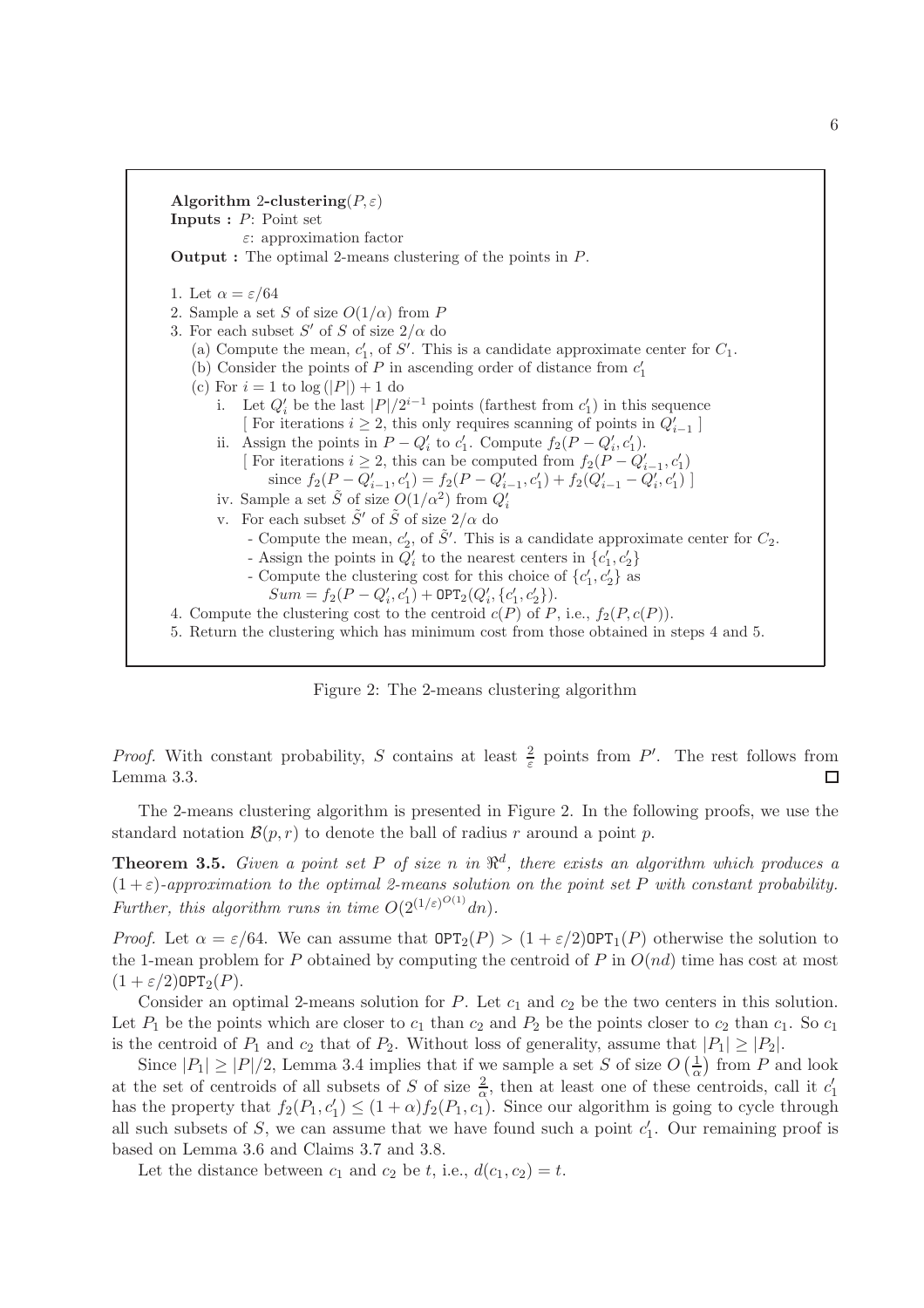**Algorithm** 2**-clustering**$(P, \varepsilon)$

**Inputs :** $P$: Point set

$\varepsilon$: approximation factor

**Output :** The optimal 2-means clustering of the points in $P$.

1. Let $\alpha = \varepsilon/64$
2. Sample a set $S$ of size $O(1/\alpha)$ from $P$
3. For each subset $S'$ of $S$ of size $2/\alpha$ do
   (a) Compute the mean, $c'_1$, of $S'$. This is a candidate approximate center for $C_1$.
   (b) Consider the points of $P$ in ascending order of distance from $c'_1$
   (c) For $i = 1$ to $\log(|P|) + 1$ do
      i. Let $Q'_i$ be the last $|P|/2^{i-1}$ points (farthest from $c'_1$) in this sequence
         [ For iterations $i \geq 2$, this only requires scanning of points in $Q'_{i-1}$ ]
      ii. Assign the points in $P - Q'_i$ to $c'_1$. Compute $f_2(P - Q'_i, c'_1)$.
         [ For iterations $i \geq 2$, this can be computed from $f_2(P - Q'_{i-1}, c'_1)$
         since $f_2(P - Q'_{i-1}, c'_1) = f_2(P - Q'_{i-1}, c'_1) + f_2(Q'_{i-1} - Q'_i, c'_1)$ ]
      iv. Sample a set $\tilde{S}$ of size $O(1/\alpha^2)$ from $Q'_i$
      v. For each subset $\tilde{S}'$ of $\tilde{S}$ of size $2/\alpha$ do
         - Compute the mean, $c'_2$, of $\tilde{S}'$. This is a candidate approximate center for $C_2$.
         - Assign the points in $Q'_i$ to the nearest centers in $\{c'_1, c'_2\}$
         - Compute the clustering cost for this choice of $\{c'_1, c'_2\}$ as
           $Sum = f_2(P - Q'_i, c'_1) + \texttt{OPT}_2(Q'_i, \{c'_1, c'_2\})$.
4. Compute the clustering cost to the centroid $c(P)$ of $P$, i.e., $f_2(P, c(P))$.
5. Return the clustering which has minimum cost from those obtained in steps 4 and 5.

Figure 2: The 2-means clustering algorithm

*Proof.* With constant probability, $S$ contains at least $\frac{2}{\varepsilon}$ points from $P'$. The rest follows from Lemma 3.3. $\square$

The 2-means clustering algorithm is presented in Figure 2. In the following proofs, we use the standard notation $\mathcal{B}(p, r)$ to denote the ball of radius $r$ around a point $p$.

**Theorem 3.5.** *Given a point set $P$ of size $n$ in $\Re^d$, there exists an algorithm which produces a $(1+\varepsilon)$-approximation to the optimal 2-means solution on the point set $P$ with constant probability. Further, this algorithm runs in time $O(2^{(1/\varepsilon)^{O(1)}} dn)$.*

*Proof.* Let $\alpha = \varepsilon/64$. We can assume that $\texttt{OPT}_2(P) > (1 + \varepsilon/2)\texttt{OPT}_1(P)$ otherwise the solution to the 1-mean problem for $P$ obtained by computing the centroid of $P$ in $O(nd)$ time has cost at most $(1 + \varepsilon/2)\texttt{OPT}_2(P)$.

Consider an optimal 2-means solution for $P$. Let $c_1$ and $c_2$ be the two centers in this solution. Let $P_1$ be the points which are closer to $c_1$ than $c_2$ and $P_2$ be the points closer to $c_2$ than $c_1$. So $c_1$ is the centroid of $P_1$ and $c_2$ that of $P_2$. Without loss of generality, assume that $|P_1| \geq |P_2|$.

Since $|P_1| \geq |P|/2$, Lemma 3.4 implies that if we sample a set $S$ of size $O\left(\frac{1}{\alpha}\right)$ from $P$ and look at the set of centroids of all subsets of $S$ of size $\frac{2}{\alpha}$, then at least one of these centroids, call it $c'_1$ has the property that $f_2(P_1, c'_1) \leq (1+\alpha)f_2(P_1, c_1)$. Since our algorithm is going to cycle through all such subsets of $S$, we can assume that we have found such a point $c'_1$. Our remaining proof is based on Lemma 3.6 and Claims 3.7 and 3.8.

Let the distance between $c_1$ and $c_2$ be $t$, i.e., $d(c_1, c_2) = t$.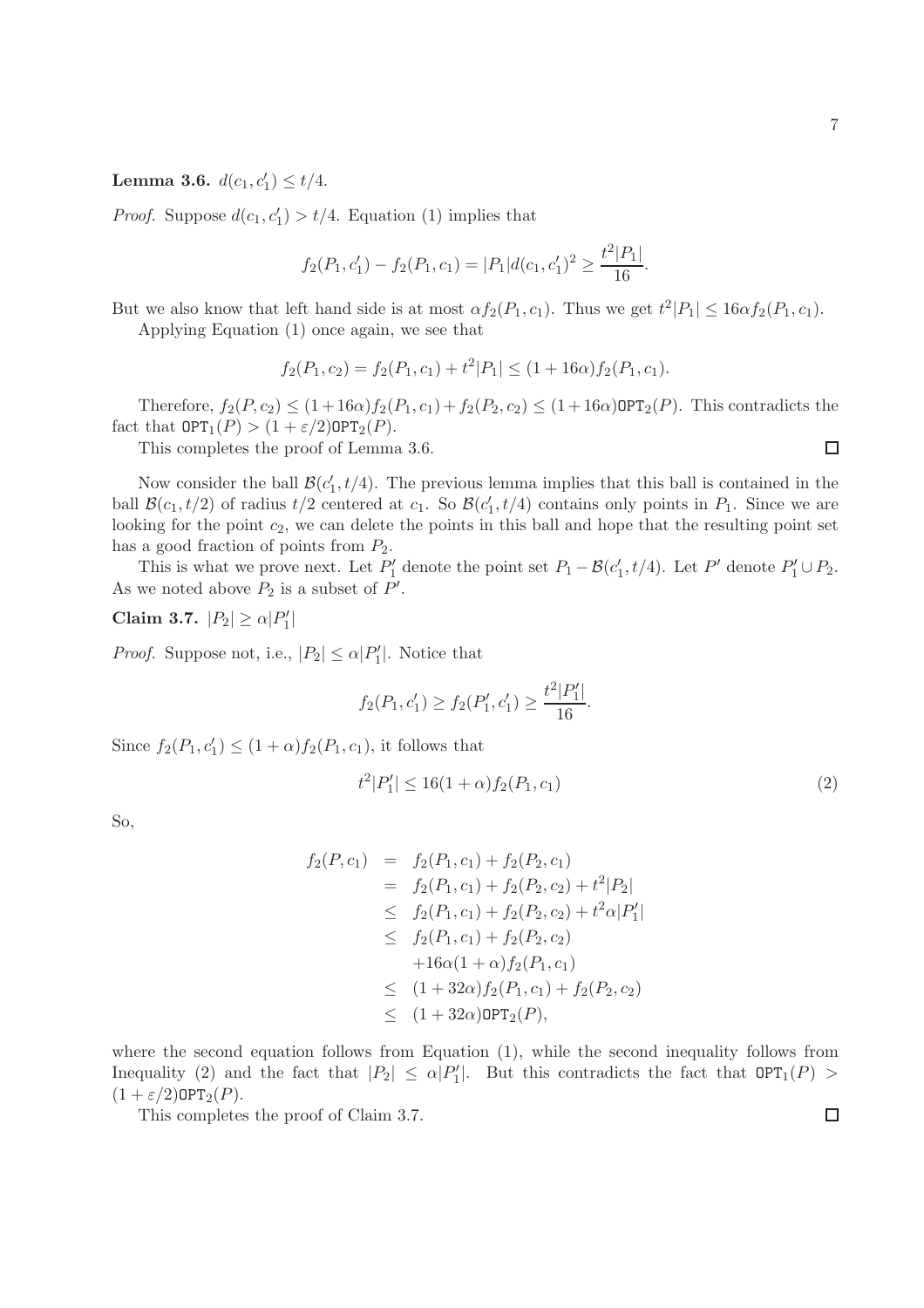**Lemma 3.6.** $d(c_1, c_1') \leq t/4$.

*Proof.* Suppose $d(c_1, c_1') > t/4$. Equation (1) implies that

$$f_2(P_1, c_1') - f_2(P_1, c_1) = |P_1| d(c_1, c_1')^2 \geq \frac{t^2 |P_1|}{16}.$$

But we also know that left hand side is at most $\alpha f_2(P_1, c_1)$. Thus we get $t^2|P_1| \leq 16\alpha f_2(P_1, c_1)$.

Applying Equation (1) once again, we see that

$$f_2(P_1, c_2) = f_2(P_1, c_1) + t^2|P_1| \leq (1 + 16\alpha) f_2(P_1, c_1).$$

Therefore, $f_2(P, c_2) \leq (1+16\alpha) f_2(P_1, c_1) + f_2(P_2, c_2) \leq (1+16\alpha)\texttt{OPT}_2(P)$. This contradicts the fact that $\texttt{OPT}_1(P) > (1 + \varepsilon/2)\texttt{OPT}_2(P)$.

This completes the proof of Lemma 3.6. ☐

Now consider the ball $\mathcal{B}(c_1', t/4)$. The previous lemma implies that this ball is contained in the ball $\mathcal{B}(c_1, t/2)$ of radius $t/2$ centered at $c_1$. So $\mathcal{B}(c_1', t/4)$ contains only points in $P_1$. Since we are looking for the point $c_2$, we can delete the points in this ball and hope that the resulting point set has a good fraction of points from $P_2$.

This is what we prove next. Let $P_1'$ denote the point set $P_1 - \mathcal{B}(c_1', t/4)$. Let $P'$ denote $P_1' \cup P_2$. As we noted above $P_2$ is a subset of $P'$.

**Claim 3.7.** $|P_2| \geq \alpha |P_1'|$

*Proof.* Suppose not, i.e., $|P_2| \leq \alpha|P_1'|$. Notice that

$$f_2(P_1, c_1') \geq f_2(P_1', c_1') \geq \frac{t^2|P_1'|}{16}.$$

Since $f_2(P_1, c_1') \leq (1+\alpha) f_2(P_1, c_1)$, it follows that

$$t^2|P_1'| \leq 16(1+\alpha) f_2(P_1, c_1) \tag{2}$$

So,

$$\begin{aligned}
f_2(P, c_1) &= f_2(P_1, c_1) + f_2(P_2, c_1) \\
&= f_2(P_1, c_1) + f_2(P_2, c_2) + t^2|P_2| \\
&\leq f_2(P_1, c_1) + f_2(P_2, c_2) + t^2\alpha|P_1'| \\
&\leq f_2(P_1, c_1) + f_2(P_2, c_2) \\
&\quad + 16\alpha(1+\alpha) f_2(P_1, c_1) \\
&\leq (1 + 32\alpha) f_2(P_1, c_1) + f_2(P_2, c_2) \\
&\leq (1 + 32\alpha)\texttt{OPT}_2(P),
\end{aligned}$$

where the second equation follows from Equation (1), while the second inequality follows from Inequality (2) and the fact that $|P_2| \leq \alpha|P_1'|$. But this contradicts the fact that $\texttt{OPT}_1(P) > (1 + \varepsilon/2)\texttt{OPT}_2(P)$.

This completes the proof of Claim 3.7. ☐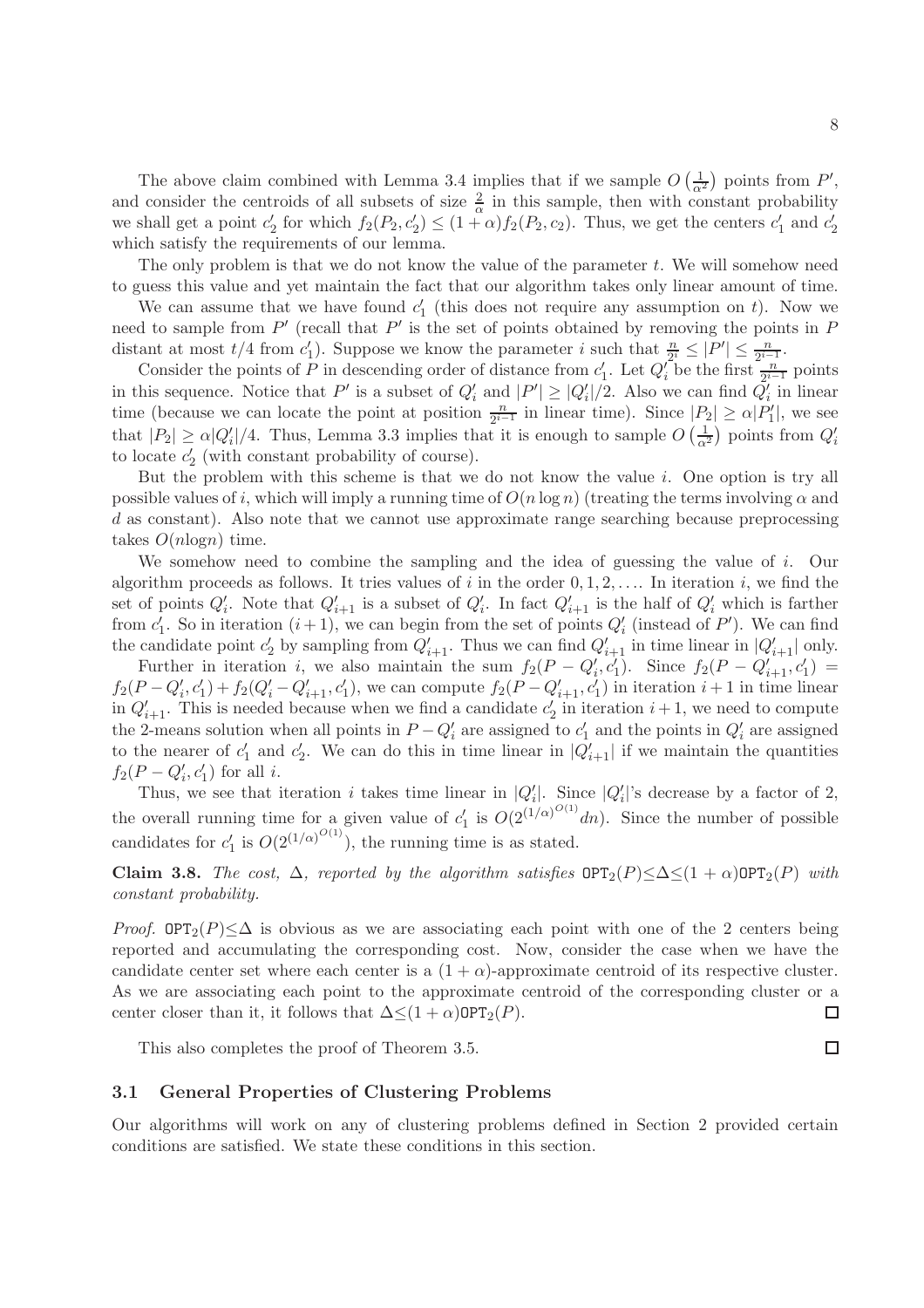The above claim combined with Lemma 3.4 implies that if we sample $O\left(\frac{1}{\alpha^2}\right)$ points from $P'$, and consider the centroids of all subsets of size $\frac{2}{\alpha}$ in this sample, then with constant probability we shall get a point $c'_2$ for which $f_2(P_2, c'_2) \leq (1+\alpha) f_2(P_2, c_2)$. Thus, we get the centers $c'_1$ and $c'_2$ which satisfy the requirements of our lemma.

The only problem is that we do not know the value of the parameter $t$. We will somehow need to guess this value and yet maintain the fact that our algorithm takes only linear amount of time.

We can assume that we have found $c'_1$ (this does not require any assumption on $t$). Now we need to sample from $P'$ (recall that $P'$ is the set of points obtained by removing the points in $P$ distant at most $t/4$ from $c'_1$). Suppose we know the parameter $i$ such that $\frac{n}{2^i} \leq |P'| \leq \frac{n}{2^{i-1}}$.

Consider the points of $P$ in descending order of distance from $c'_1$. Let $Q'_i$ be the first $\frac{n}{2^{i-1}}$ points in this sequence. Notice that $P'$ is a subset of $Q'_i$ and $|P'| \geq |Q'_i|/2$. Also we can find $Q'_i$ in linear time (because we can locate the point at position $\frac{n}{2^{i-1}}$ in linear time). Since $|P_2| \geq \alpha |P'_1|$, we see that $|P_2| \geq \alpha |Q'_i|/4$. Thus, Lemma 3.3 implies that it is enough to sample $O\left(\frac{1}{\alpha^2}\right)$ points from $Q'_i$ to locate $c'_2$ (with constant probability of course).

But the problem with this scheme is that we do not know the value $i$. One option is try all possible values of $i$, which will imply a running time of $O(n \log n)$ (treating the terms involving $\alpha$ and $d$ as constant). Also note that we cannot use approximate range searching because preprocessing takes $O(n\log n)$ time.

We somehow need to combine the sampling and the idea of guessing the value of $i$. Our algorithm proceeds as follows. It tries values of $i$ in the order $0, 1, 2, \ldots$. In iteration $i$, we find the set of points $Q'_i$. Note that $Q'_{i+1}$ is a subset of $Q'_i$. In fact $Q'_{i+1}$ is the half of $Q'_i$ which is farther from $c'_1$. So in iteration $(i+1)$, we can begin from the set of points $Q'_i$ (instead of $P'$). We can find the candidate point $c'_2$ by sampling from $Q'_{i+1}$. Thus we can find $Q'_{i+1}$ in time linear in $|Q'_{i+1}|$ only.

Further in iteration $i$, we also maintain the sum $f_2(P - Q'_i, c'_1)$. Since $f_2(P - Q'_{i+1}, c'_1) = f_2(P - Q'_i, c'_1) + f_2(Q'_i - Q'_{i+1}, c'_1)$, we can compute $f_2(P - Q'_{i+1}, c'_1)$ in iteration $i+1$ in time linear in $Q'_{i+1}$. This is needed because when we find a candidate $c'_2$ in iteration $i+1$, we need to compute the 2-means solution when all points in $P - Q'_i$ are assigned to $c'_1$ and the points in $Q'_i$ are assigned to the nearer of $c'_1$ and $c'_2$. We can do this in time linear in $|Q'_{i+1}|$ if we maintain the quantities $f_2(P - Q'_i, c'_1)$ for all $i$.

Thus, we see that iteration $i$ takes time linear in $|Q'_i|$. Since $|Q'_i|$'s decrease by a factor of 2, the overall running time for a given value of $c'_1$ is $O(2^{(1/\alpha)^{O(1)}} dn)$. Since the number of possible candidates for $c'_1$ is $O(2^{(1/\alpha)^{O(1)}})$, the running time is as stated.

**Claim 3.8.** *The cost, $\Delta$, reported by the algorithm satisfies $\mathtt{OPT}_2(P) \leq \Delta \leq (1+\alpha)\mathtt{OPT}_2(P)$ with constant probability.*

*Proof.* $\mathtt{OPT}_2(P) \leq \Delta$ is obvious as we are associating each point with one of the 2 centers being reported and accumulating the corresponding cost. Now, consider the case when we have the candidate center set where each center is a $(1+\alpha)$-approximate centroid of its respective cluster. As we are associating each point to the approximate centroid of the corresponding cluster or a center closer than it, it follows that $\Delta \leq (1+\alpha)\mathtt{OPT}_2(P)$. □

This also completes the proof of Theorem 3.5. □

## 3.1 General Properties of Clustering Problems

Our algorithms will work on any of clustering problems defined in Section 2 provided certain conditions are satisfied. We state these conditions in this section.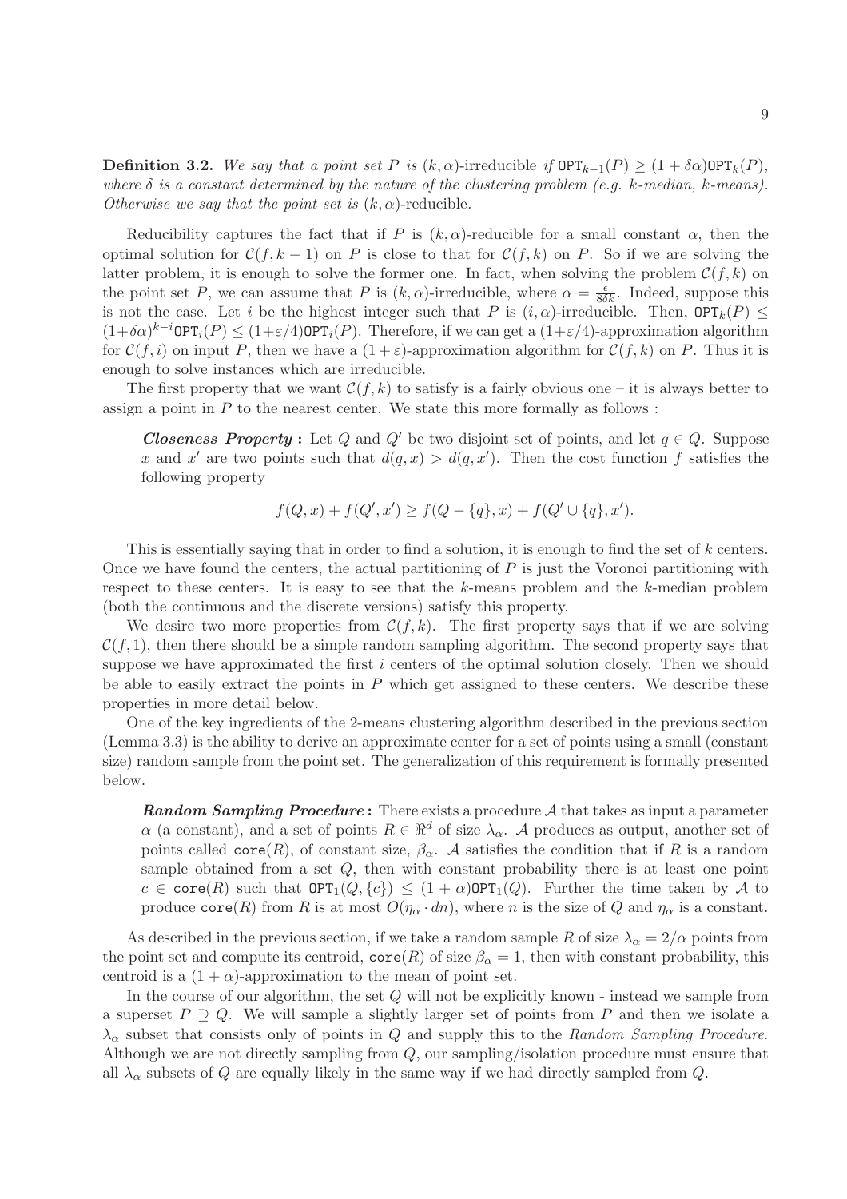**Definition 3.2.** *We say that a point set $P$ is $(k, \alpha)$-irreducible if $\mathtt{OPT}_{k-1}(P) \geq (1 + \delta\alpha)\mathtt{OPT}_k(P)$, where $\delta$ is a constant determined by the nature of the clustering problem (e.g. k-median, k-means). Otherwise we say that the point set is $(k, \alpha)$-reducible.*

Reducibility captures the fact that if $P$ is $(k, \alpha)$-reducible for a small constant $\alpha$, then the optimal solution for $\mathcal{C}(f, k-1)$ on $P$ is close to that for $\mathcal{C}(f, k)$ on $P$. So if we are solving the latter problem, it is enough to solve the former one. In fact, when solving the problem $\mathcal{C}(f, k)$ on the point set $P$, we can assume that $P$ is $(k, \alpha)$-irreducible, where $\alpha = \frac{\epsilon}{8\delta k}$. Indeed, suppose this is not the case. Let $i$ be the highest integer such that $P$ is $(i, \alpha)$-irreducible. Then, $\mathtt{OPT}_k(P) \leq (1+\delta\alpha)^{k-i}\mathtt{OPT}_i(P) \leq (1+\varepsilon/4)\mathtt{OPT}_i(P)$. Therefore, if we can get a $(1+\varepsilon/4)$-approximation algorithm for $\mathcal{C}(f, i)$ on input $P$, then we have a $(1+\varepsilon)$-approximation algorithm for $\mathcal{C}(f, k)$ on $P$. Thus it is enough to solve instances which are irreducible.

The first property that we want $\mathcal{C}(f, k)$ to satisfy is a fairly obvious one – it is always better to assign a point in $P$ to the nearest center. We state this more formally as follows :

> ***Closeness Property*** **:** Let $Q$ and $Q'$ be two disjoint set of points, and let $q \in Q$. Suppose $x$ and $x'$ are two points such that $d(q, x) > d(q, x')$. Then the cost function $f$ satisfies the following property
>
> $$f(Q, x) + f(Q', x') \geq f(Q - \{q\}, x) + f(Q' \cup \{q\}, x').$$

This is essentially saying that in order to find a solution, it is enough to find the set of $k$ centers. Once we have found the centers, the actual partitioning of $P$ is just the Voronoi partitioning with respect to these centers. It is easy to see that the $k$-means problem and the $k$-median problem (both the continuous and the discrete versions) satisfy this property.

We desire two more properties from $\mathcal{C}(f, k)$. The first property says that if we are solving $\mathcal{C}(f, 1)$, then there should be a simple random sampling algorithm. The second property says that suppose we have approximated the first $i$ centers of the optimal solution closely. Then we should be able to easily extract the points in $P$ which get assigned to these centers. We describe these properties in more detail below.

One of the key ingredients of the 2-means clustering algorithm described in the previous section (Lemma 3.3) is the ability to derive an approximate center for a set of points using a small (constant size) random sample from the point set. The generalization of this requirement is formally presented below.

> ***Random Sampling Procedure*** **:** There exists a procedure $\mathcal{A}$ that takes as input a parameter $\alpha$ (a constant), and a set of points $R \in \Re^d$ of size $\lambda_\alpha$. $\mathcal{A}$ produces as output, another set of points called $\mathtt{core}(R)$, of constant size, $\beta_\alpha$. $\mathcal{A}$ satisfies the condition that if $R$ is a random sample obtained from a set $Q$, then with constant probability there is at least one point $c \in \mathtt{core}(R)$ such that $\mathtt{OPT}_1(Q, \{c\}) \leq (1 + \alpha)\mathtt{OPT}_1(Q)$. Further the time taken by $\mathcal{A}$ to produce $\mathtt{core}(R)$ from $R$ is at most $O(\eta_\alpha \cdot dn)$, where $n$ is the size of $Q$ and $\eta_\alpha$ is a constant.

As described in the previous section, if we take a random sample $R$ of size $\lambda_\alpha = 2/\alpha$ points from the point set and compute its centroid, $\mathtt{core}(R)$ of size $\beta_\alpha = 1$, then with constant probability, this centroid is a $(1 + \alpha)$-approximation to the mean of point set.

In the course of our algorithm, the set $Q$ will not be explicitly known - instead we sample from a superset $P \supseteq Q$. We will sample a slightly larger set of points from $P$ and then we isolate a $\lambda_\alpha$ subset that consists only of points in $Q$ and supply this to the *Random Sampling Procedure*. Although we are not directly sampling from $Q$, our sampling/isolation procedure must ensure that all $\lambda_\alpha$ subsets of $Q$ are equally likely in the same way if we had directly sampled from $Q$.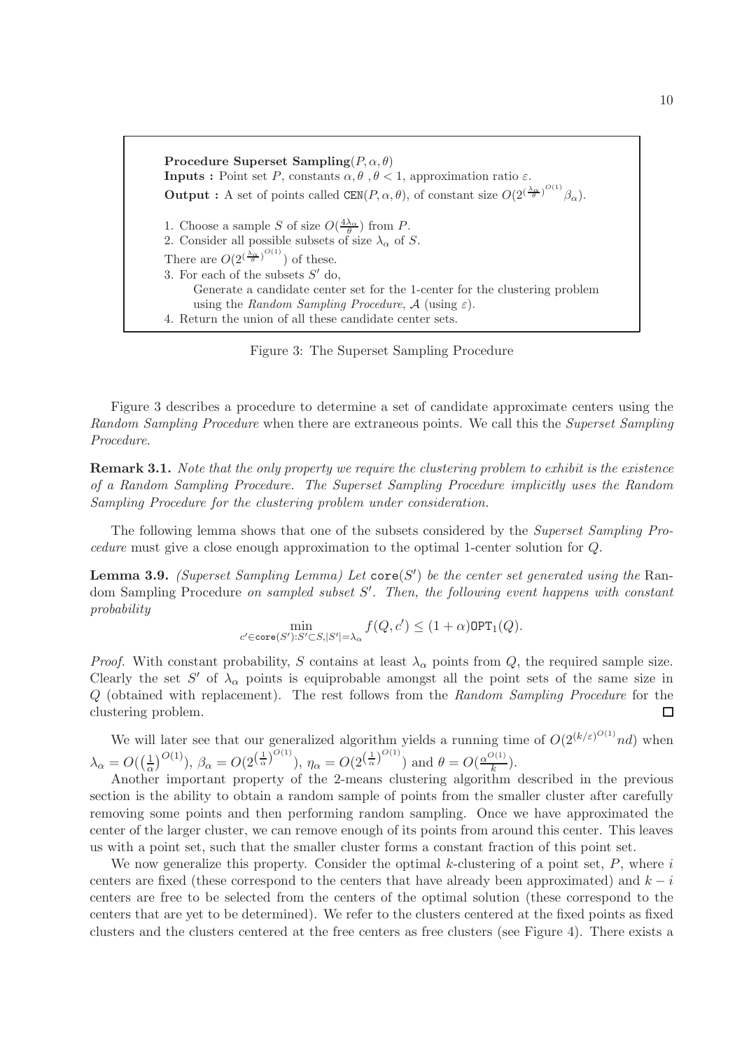**Procedure Superset Sampling**$(P, \alpha, \theta)$
**Inputs :** Point set $P$, constants $\alpha, \theta$ , $\theta < 1$, approximation ratio $\varepsilon$.
**Output :** A set of points called $\texttt{CEN}(P, \alpha, \theta)$, of constant size $O(2^{(\frac{\lambda_\alpha}{\theta})^{O(1)}}\beta_\alpha)$.

1. Choose a sample $S$ of size $O(\frac{4\lambda_\alpha}{\theta})$ from $P$.
2. Consider all possible subsets of size $\lambda_\alpha$ of $S$.
There are $O(2^{(\frac{\lambda_\alpha}{\theta})^{O(1)}})$ of these.
3. For each of the subsets $S'$ do,
   Generate a candidate center set for the 1-center for the clustering problem using the *Random Sampling Procedure*, $\mathcal{A}$ (using $\varepsilon$).
4. Return the union of all these candidate center sets.

Figure 3: The Superset Sampling Procedure

Figure 3 describes a procedure to determine a set of candidate approximate centers using the *Random Sampling Procedure* when there are extraneous points. We call this the *Superset Sampling Procedure*.

**Remark 3.1.** *Note that the only property we require the clustering problem to exhibit is the existence of a Random Sampling Procedure. The Superset Sampling Procedure implicitly uses the Random Sampling Procedure for the clustering problem under consideration.*

The following lemma shows that one of the subsets considered by the *Superset Sampling Procedure* must give a close enough approximation to the optimal 1-center solution for $Q$.

**Lemma 3.9.** *(Superset Sampling Lemma) Let* $\texttt{core}(S')$ *be the center set generated using the* Random Sampling Procedure *on sampled subset* $S'$*. Then, the following event happens with constant probability*

$$\min_{c' \in \texttt{core}(S'): S' \subset S, |S'| = \lambda_\alpha} f(Q, c') \leq (1 + \alpha)\texttt{OPT}_1(Q).$$

*Proof.* With constant probability, $S$ contains at least $\lambda_\alpha$ points from $Q$, the required sample size. Clearly the set $S'$ of $\lambda_\alpha$ points is equiprobable amongst all the point sets of the same size in $Q$ (obtained with replacement). The rest follows from the *Random Sampling Procedure* for the clustering problem. $\square$

We will later see that our generalized algorithm yields a running time of $O(2^{(k/\varepsilon)^{O(1)}}nd)$ when $\lambda_\alpha = O(\left(\frac{1}{\alpha}\right)^{O(1)})$, $\beta_\alpha = O(2^{\left(\frac{1}{\alpha}\right)^{O(1)}})$, $\eta_\alpha = O(2^{\left(\frac{1}{\alpha}\right)^{O(1)}})$ and $\theta = O(\frac{\alpha^{O(1)}}{k})$.

Another important property of the 2-means clustering algorithm described in the previous section is the ability to obtain a random sample of points from the smaller cluster after carefully removing some points and then performing random sampling. Once we have approximated the center of the larger cluster, we can remove enough of its points from around this center. This leaves us with a point set, such that the smaller cluster forms a constant fraction of this point set.

We now generalize this property. Consider the optimal $k$-clustering of a point set, $P$, where $i$ centers are fixed (these correspond to the centers that have already been approximated) and $k - i$ centers are free to be selected from the centers of the optimal solution (these correspond to the centers that are yet to be determined). We refer to the clusters centered at the fixed points as fixed clusters and the clusters centered at the free centers as free clusters (see Figure 4). There exists a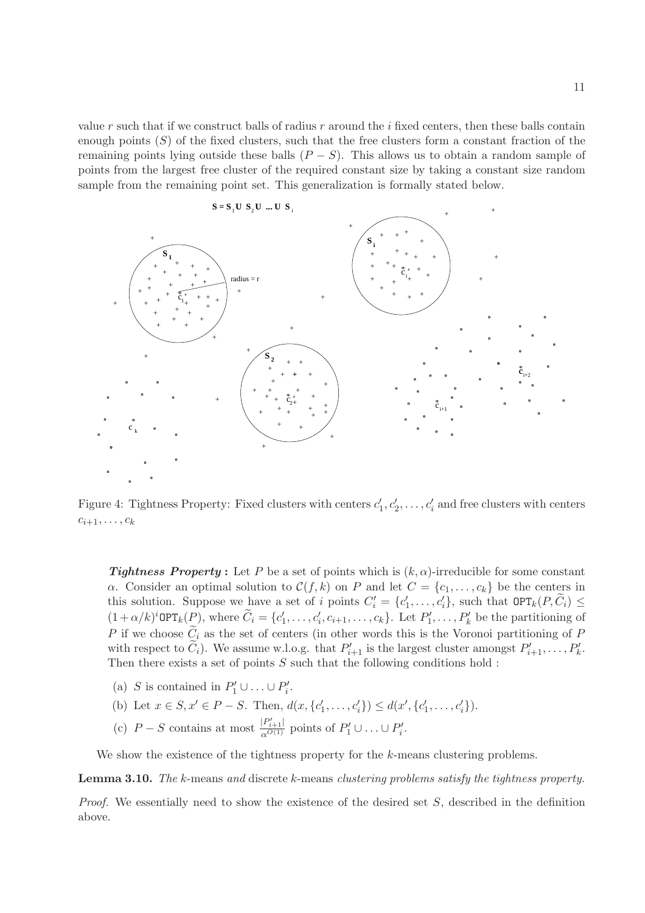value $r$ such that if we construct balls of radius $r$ around the $i$ fixed centers, then these balls contain enough points ($S$) of the fixed clusters, such that the free clusters form a constant fraction of the remaining points lying outside these balls ($P - S$). This allows us to obtain a random sample of points from the largest free cluster of the required constant size by taking a constant size random sample from the remaining point set. This generalization is formally stated below.

Figure 4: Tightness Property: Fixed clusters with centers $c'_1, c'_2, \ldots, c'_i$ and free clusters with centers $c_{i+1}, \ldots, c_k$

***Tightness Property* :** Let $P$ be a set of points which is $(k, \alpha)$-irreducible for some constant $\alpha$. Consider an optimal solution to $\mathcal{C}(f, k)$ on $P$ and let $C = \{c_1, \ldots, c_k\}$ be the centers in this solution. Suppose we have a set of $i$ points $C'_i = \{c'_1, \ldots, c'_i\}$, such that $\texttt{OPT}_k(P, \widetilde{C}_i) \leq (1 + \alpha/k)^i \texttt{OPT}_k(P)$, where $\widetilde{C}_i = \{c'_1, \ldots, c'_i, c_{i+1}, \ldots, c_k\}$. Let $P'_1, \ldots, P'_k$ be the partitioning of $P$ if we choose $\widetilde{C}_i$ as the set of centers (in other words this is the Voronoi partitioning of $P$ with respect to $\widetilde{C}_i$). We assume w.l.o.g. that $P'_{i+1}$ is the largest cluster amongst $P'_{i+1}, \ldots, P'_k$. Then there exists a set of points $S$ such that the following conditions hold :

(a) $S$ is contained in $P'_1 \cup \ldots \cup P'_i$.

(b) Let $x \in S, x' \in P - S$. Then, $d(x, \{c'_1, \ldots, c'_i\}) \leq d(x', \{c'_1, \ldots, c'_i\})$.

(c) $P - S$ contains at most $\frac{|P'_{i+1}|}{\alpha^{O(1)}}$ points of $P'_1 \cup \ldots \cup P'_i$.

We show the existence of the tightness property for the $k$-means clustering problems.

**Lemma 3.10.** *The* $k$-means *and* discrete $k$-means *clustering problems satisfy the tightness property.*

*Proof.* We essentially need to show the existence of the desired set $S$, described in the definition above.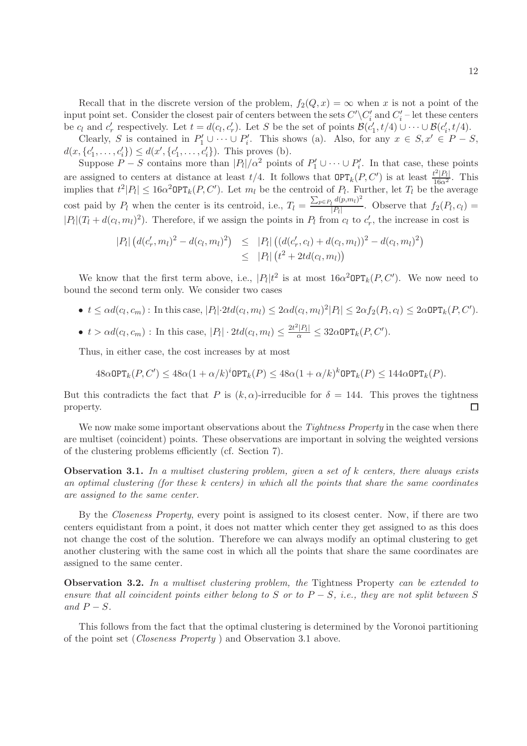Recall that in the discrete version of the problem, $f_2(Q, x) = \infty$ when $x$ is not a point of the input point set. Consider the closest pair of centers between the sets $C' \backslash C'_i$ and $C'_i$ – let these centers be $c_l$ and $c'_r$ respectively. Let $t = d(c_l, c'_r)$. Let $S$ be the set of points $\mathcal{B}(c'_1, t/4) \cup \cdots \cup \mathcal{B}(c'_i, t/4)$.

Clearly, $S$ is contained in $P'_1 \cup \cdots \cup P'_i$. This shows (a). Also, for any $x \in S, x' \in P - S$, $d(x, \{c'_1, \ldots, c'_i\}) \leq d(x', \{c'_1, \ldots, c'_i\})$. This proves (b).

Suppose $P - S$ contains more than $|P_l|/\alpha^2$ points of $P'_1 \cup \cdots \cup P'_i$. In that case, these points are assigned to centers at distance at least $t/4$. It follows that $\texttt{OPT}_k(P, C')$ is at least $\frac{t^2 |P_l|}{16\alpha^2}$. This implies that $t^2 |P_l| \leq 16\alpha^2 \texttt{OPT}_k(P, C')$. Let $m_l$ be the centroid of $P_l$. Further, let $T_l$ be the average cost paid by $P_l$ when the center is its centroid, i.e., $T_l = \frac{\sum_{p \in P_l} d(p, m_l)^2}{|P_l|}$. Observe that $f_2(P_l, c_l) = |P_l|(T_l + d(c_l, m_l)^2)$. Therefore, if we assign the points in $P_l$ from $c_l$ to $c'_r$, the increase in cost is

$$
\begin{aligned}
|P_l| \left( d(c'_r, m_l)^2 - d(c_l, m_l)^2 \right) &\leq |P_l| \left( (d(c'_r, c_l) + d(c_l, m_l))^2 - d(c_l, m_l)^2 \right) \\
&\leq |P_l| \left( t^2 + 2td(c_l, m_l) \right)
\end{aligned}
$$

We know that the first term above, i.e., $|P_l| t^2$ is at most $16\alpha^2 \texttt{OPT}_k(P, C')$. We now need to bound the second term only. We consider two cases

- $t \leq \alpha d(c_l, c_m)$ : In this case, $|P_l| \cdot 2td(c_l, m_l) \leq 2\alpha d(c_l, m_l)^2 |P_l| \leq 2\alpha f_2(P_l, c_l) \leq 2\alpha \texttt{OPT}_k(P, C')$.
- $t > \alpha d(c_l, c_m)$ : In this case, $|P_l| \cdot 2td(c_l, m_l) \leq \frac{2t^2 |P_l|}{\alpha} \leq 32\alpha \texttt{OPT}_k(P, C')$.

Thus, in either case, the cost increases by at most

$$
48\alpha \texttt{OPT}_k(P, C') \leq 48\alpha(1 + \alpha/k)^i \texttt{OPT}_k(P) \leq 48\alpha(1 + \alpha/k)^k \texttt{OPT}_k(P) \leq 144\alpha \texttt{OPT}_k(P).
$$

But this contradicts the fact that $P$ is $(k, \alpha)$-irreducible for $\delta = 144$. This proves the tightness property. $\square$

We now make some important observations about the *Tightness Property* in the case when there are multiset (coincident) points. These observations are important in solving the weighted versions of the clustering problems efficiently (cf. Section 7).

**Observation 3.1.** *In a multiset clustering problem, given a set of $k$ centers, there always exists an optimal clustering (for these $k$ centers) in which all the points that share the same coordinates are assigned to the same center.*

By the *Closeness Property*, every point is assigned to its closest center. Now, if there are two centers equidistant from a point, it does not matter which center they get assigned to as this does not change the cost of the solution. Therefore we can always modify an optimal clustering to get another clustering with the same cost in which all the points that share the same coordinates are assigned to the same center.

**Observation 3.2.** *In a multiset clustering problem, the* Tightness Property *can be extended to ensure that all coincident points either belong to $S$ or to $P - S$, i.e., they are not split between $S$ and $P - S$.*

This follows from the fact that the optimal clustering is determined by the Voronoi partitioning of the point set (*Closeness Property* ) and Observation 3.1 above.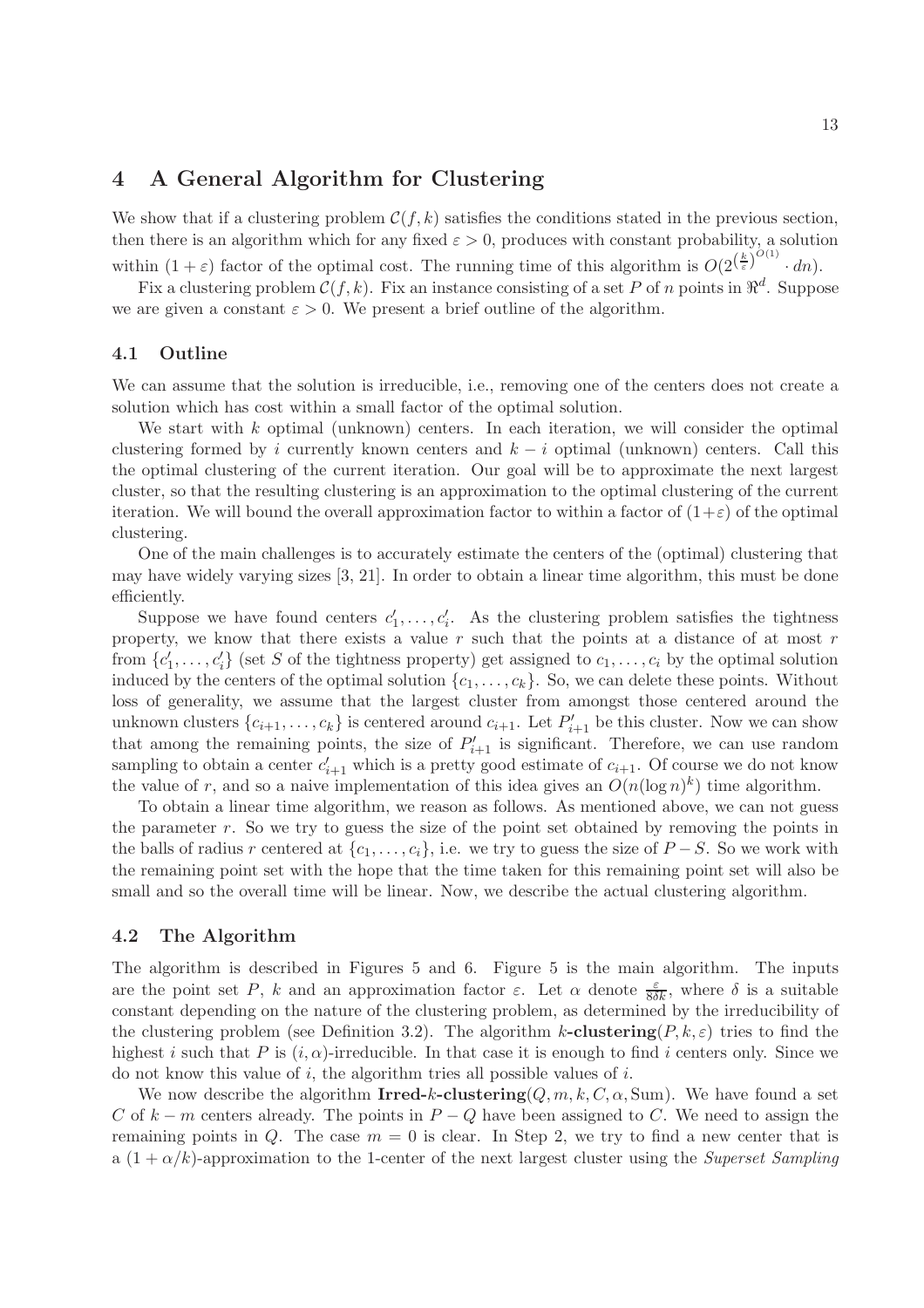## 4 A General Algorithm for Clustering

We show that if a clustering problem $\mathcal{C}(f,k)$ satisfies the conditions stated in the previous section, then there is an algorithm which for any fixed $\varepsilon > 0$, produces with constant probability, a solution within $(1+\varepsilon)$ factor of the optimal cost. The running time of this algorithm is $O(2^{\left(\frac{k}{\varepsilon}\right)^{O(1)}} \cdot dn)$.

Fix a clustering problem $\mathcal{C}(f,k)$. Fix an instance consisting of a set $P$ of $n$ points in $\Re^d$. Suppose we are given a constant $\varepsilon > 0$. We present a brief outline of the algorithm.

### 4.1 Outline

We can assume that the solution is irreducible, i.e., removing one of the centers does not create a solution which has cost within a small factor of the optimal solution.

We start with $k$ optimal (unknown) centers. In each iteration, we will consider the optimal clustering formed by $i$ currently known centers and $k-i$ optimal (unknown) centers. Call this the optimal clustering of the current iteration. Our goal will be to approximate the next largest cluster, so that the resulting clustering is an approximation to the optimal clustering of the current iteration. We will bound the overall approximation factor to within a factor of $(1+\varepsilon)$ of the optimal clustering.

One of the main challenges is to accurately estimate the centers of the (optimal) clustering that may have widely varying sizes [3, 21]. In order to obtain a linear time algorithm, this must be done efficiently.

Suppose we have found centers $c'_1, \ldots, c'_i$. As the clustering problem satisfies the tightness property, we know that there exists a value $r$ such that the points at a distance of at most $r$ from $\{c'_1, \ldots, c'_i\}$ (set $S$ of the tightness property) get assigned to $c_1, \ldots, c_i$ by the optimal solution induced by the centers of the optimal solution $\{c_1, \ldots, c_k\}$. So, we can delete these points. Without loss of generality, we assume that the largest cluster from amongst those centered around the unknown clusters $\{c_{i+1}, \ldots, c_k\}$ is centered around $c_{i+1}$. Let $P'_{i+1}$ be this cluster. Now we can show that among the remaining points, the size of $P'_{i+1}$ is significant. Therefore, we can use random sampling to obtain a center $c'_{i+1}$ which is a pretty good estimate of $c_{i+1}$. Of course we do not know the value of $r$, and so a naive implementation of this idea gives an $O(n(\log n)^k)$ time algorithm.

To obtain a linear time algorithm, we reason as follows. As mentioned above, we can not guess the parameter $r$. So we try to guess the size of the point set obtained by removing the points in the balls of radius $r$ centered at $\{c_1, \ldots, c_i\}$, i.e. we try to guess the size of $P - S$. So we work with the remaining point set with the hope that the time taken for this remaining point set will also be small and so the overall time will be linear. Now, we describe the actual clustering algorithm.

### 4.2 The Algorithm

The algorithm is described in Figures 5 and 6. Figure 5 is the main algorithm. The inputs are the point set $P$, $k$ and an approximation factor $\varepsilon$. Let $\alpha$ denote $\frac{\varepsilon}{8\delta k}$, where $\delta$ is a suitable constant depending on the nature of the clustering problem, as determined by the irreducibility of the clustering problem (see Definition 3.2). The algorithm $k$**-clustering**$(P, k, \varepsilon)$ tries to find the highest $i$ such that $P$ is $(i, \alpha)$-irreducible. In that case it is enough to find $i$ centers only. Since we do not know this value of $i$, the algorithm tries all possible values of $i$.

We now describe the algorithm **Irred-$k$-clustering**$(Q, m, k, C, \alpha, \text{Sum})$. We have found a set $C$ of $k-m$ centers already. The points in $P - Q$ have been assigned to $C$. We need to assign the remaining points in $Q$. The case $m = 0$ is clear. In Step 2, we try to find a new center that is a $(1+\alpha/k)$-approximation to the 1-center of the next largest cluster using the *Superset Sampling*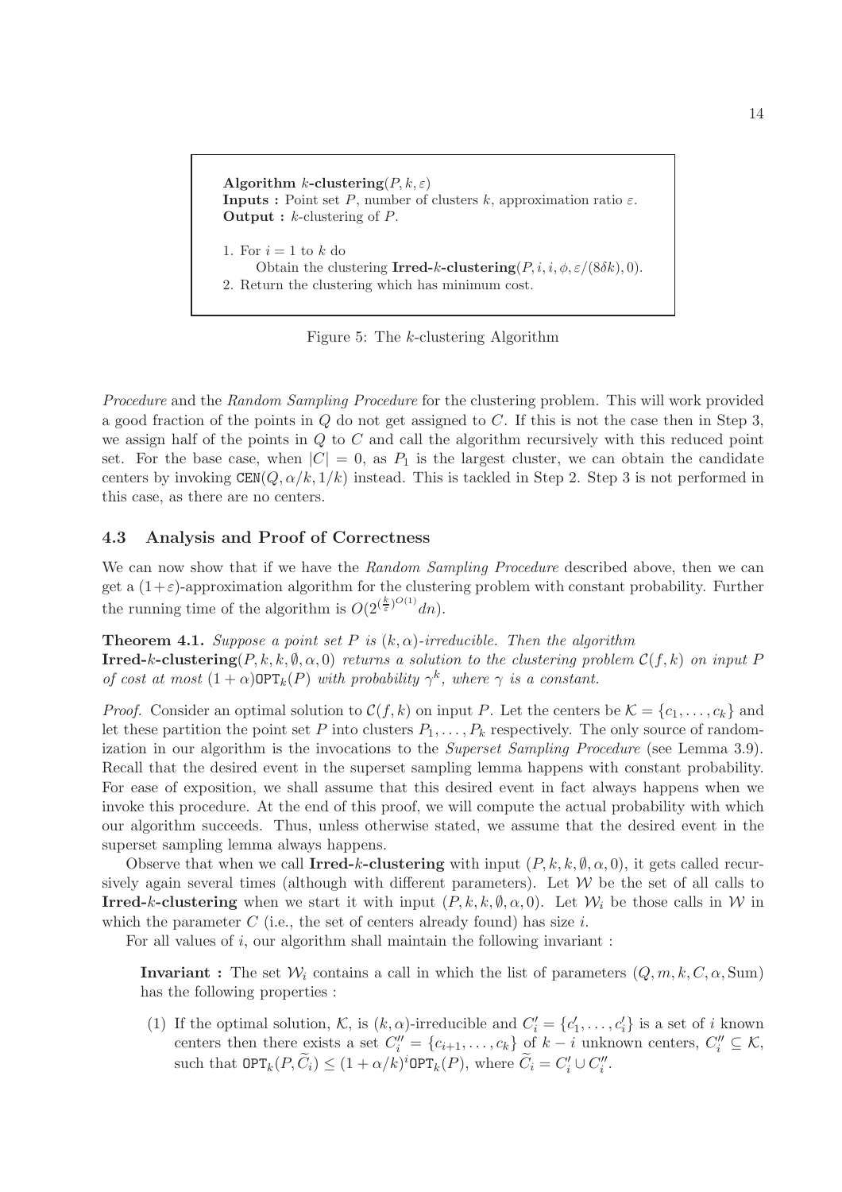**Algorithm** $k$**-clustering**$(P, k, \varepsilon)$
**Inputs :** Point set $P$, number of clusters $k$, approximation ratio $\varepsilon$.
**Output :** $k$-clustering of $P$.

1. For $i = 1$ to $k$ do
   Obtain the clustering **Irred-**$k$**-clustering**$(P, i, i, \phi, \varepsilon/(8\delta k), 0)$.
2. Return the clustering which has minimum cost.

Figure 5: The $k$-clustering Algorithm

*Procedure* and the *Random Sampling Procedure* for the clustering problem. This will work provided a good fraction of the points in $Q$ do not get assigned to $C$. If this is not the case then in Step 3, we assign half of the points in $Q$ to $C$ and call the algorithm recursively with this reduced point set. For the base case, when $|C| = 0$, as $P_1$ is the largest cluster, we can obtain the candidate centers by invoking $\texttt{CEN}(Q, \alpha/k, 1/k)$ instead. This is tackled in Step 2. Step 3 is not performed in this case, as there are no centers.

### 4.3 Analysis and Proof of Correctness

We can now show that if we have the *Random Sampling Procedure* described above, then we can get a $(1+\varepsilon)$-approximation algorithm for the clustering problem with constant probability. Further the running time of the algorithm is $O(2^{(\frac{k}{\varepsilon})^{O(1)}} dn)$.

**Theorem 4.1.** *Suppose a point set $P$ is $(k, \alpha)$-irreducible. Then the algorithm* **Irred-**$k$**-clustering**$(P, k, k, \emptyset, \alpha, 0)$ *returns a solution to the clustering problem $\mathcal{C}(f, k)$ on input $P$ of cost at most $(1 + \alpha)\texttt{OPT}_k(P)$ with probability $\gamma^k$, where $\gamma$ is a constant.*

*Proof.* Consider an optimal solution to $\mathcal{C}(f, k)$ on input $P$. Let the centers be $\mathcal{K} = \{c_1, \ldots, c_k\}$ and let these partition the point set $P$ into clusters $P_1, \ldots, P_k$ respectively. The only source of randomization in our algorithm is the invocations to the *Superset Sampling Procedure* (see Lemma 3.9). Recall that the desired event in the superset sampling lemma happens with constant probability. For ease of exposition, we shall assume that this desired event in fact always happens when we invoke this procedure. At the end of this proof, we will compute the actual probability with which our algorithm succeeds. Thus, unless otherwise stated, we assume that the desired event in the superset sampling lemma always happens.

Observe that when we call **Irred-**$k$**-clustering** with input $(P, k, k, \emptyset, \alpha, 0)$, it gets called recursively again several times (although with different parameters). Let $\mathcal{W}$ be the set of all calls to **Irred-**$k$**-clustering** when we start it with input $(P, k, k, \emptyset, \alpha, 0)$. Let $\mathcal{W}_i$ be those calls in $\mathcal{W}$ in which the parameter $C$ (i.e., the set of centers already found) has size $i$.

For all values of $i$, our algorithm shall maintain the following invariant :

**Invariant :** The set $\mathcal{W}_i$ contains a call in which the list of parameters $(Q, m, k, C, \alpha, \text{Sum})$ has the following properties :

(1) If the optimal solution, $\mathcal{K}$, is $(k, \alpha)$-irreducible and $C'_i = \{c'_1, \ldots, c'_i\}$ is a set of $i$ known centers then there exists a set $C''_i = \{c_{i+1}, \ldots, c_k\}$ of $k - i$ unknown centers, $C''_i \subseteq \mathcal{K}$, such that $\texttt{OPT}_k(P, \widetilde{C}_i) \leq (1 + \alpha/k)^i \texttt{OPT}_k(P)$, where $\widetilde{C}_i = C'_i \cup C''_i$.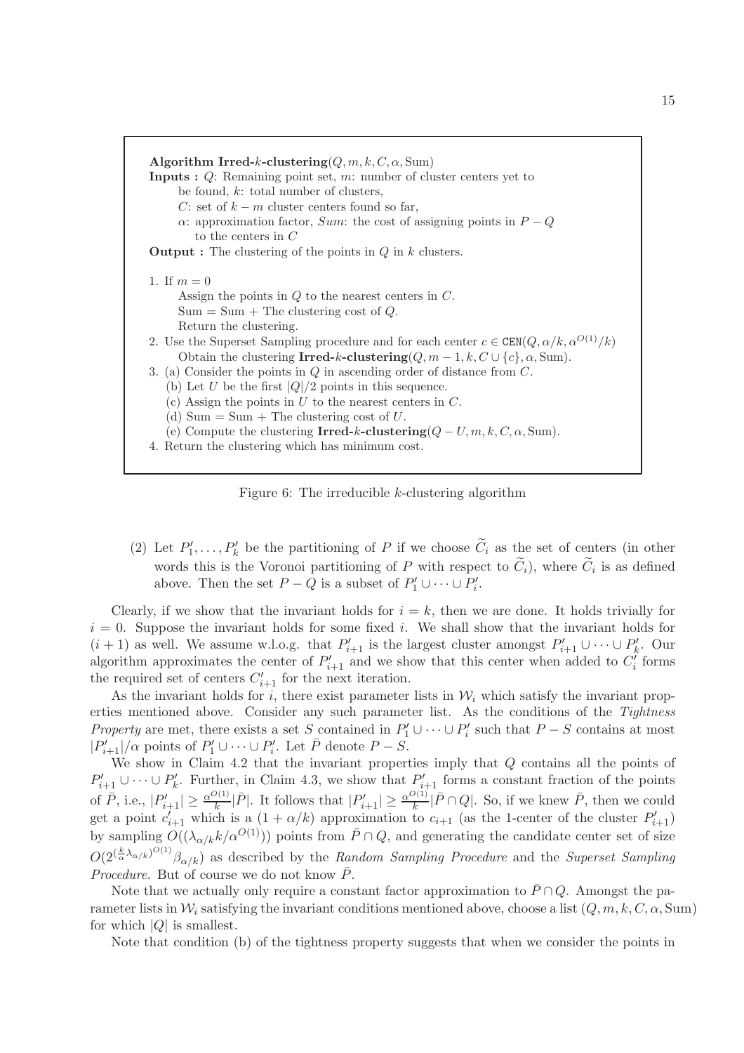**Algorithm Irred-$k$-clustering**$(Q, m, k, C, \alpha, \text{Sum})$

**Inputs :** $Q$: Remaining point set, $m$: number of cluster centers yet to be found, $k$: total number of clusters,
$C$: set of $k - m$ cluster centers found so far,
$\alpha$: approximation factor, *Sum*: the cost of assigning points in $P - Q$ to the centers in $C$

**Output :** The clustering of the points in $Q$ in $k$ clusters.

1. If $m = 0$
   Assign the points in $Q$ to the nearest centers in $C$.
   Sum = Sum + The clustering cost of $Q$.
   Return the clustering.
2. Use the Superset Sampling procedure and for each center $c \in \texttt{CEN}(Q, \alpha/k, \alpha^{O(1)}/k)$
   Obtain the clustering **Irred-$k$-clustering**$(Q, m-1, k, C \cup \{c\}, \alpha, \text{Sum})$.
3. (a) Consider the points in $Q$ in ascending order of distance from $C$.
   (b) Let $U$ be the first $|Q|/2$ points in this sequence.
   (c) Assign the points in $U$ to the nearest centers in $C$.
   (d) Sum = Sum + The clustering cost of $U$.
   (e) Compute the clustering **Irred-$k$-clustering**$(Q - U, m, k, C, \alpha, \text{Sum})$.
4. Return the clustering which has minimum cost.

Figure 6: The irreducible $k$-clustering algorithm

(2) Let $P'_1, \ldots, P'_k$ be the partitioning of $P$ if we choose $\widetilde{C}_i$ as the set of centers (in other words this is the Voronoi partitioning of $P$ with respect to $\widetilde{C}_i$), where $\widetilde{C}_i$ is as defined above. Then the set $P - Q$ is a subset of $P'_1 \cup \cdots \cup P'_i$.

Clearly, if we show that the invariant holds for $i = k$, then we are done. It holds trivially for $i = 0$. Suppose the invariant holds for some fixed $i$. We shall show that the invariant holds for $(i+1)$ as well. We assume w.l.o.g. that $P'_{i+1}$ is the largest cluster amongst $P'_{i+1} \cup \cdots \cup P'_k$. Our algorithm approximates the center of $P'_{i+1}$ and we show that this center when added to $C'_i$ forms the required set of centers $C'_{i+1}$ for the next iteration.

As the invariant holds for $i$, there exist parameter lists in $\mathcal{W}_i$ which satisfy the invariant properties mentioned above. Consider any such parameter list. As the conditions of the *Tightness Property* are met, there exists a set $S$ contained in $P'_1 \cup \cdots \cup P'_i$ such that $P - S$ contains at most $|P'_{i+1}|/\alpha$ points of $P'_1 \cup \cdots \cup P'_i$. Let $\bar{P}$ denote $P - S$.

We show in Claim 4.2 that the invariant properties imply that $Q$ contains all the points of $P'_{i+1} \cup \cdots \cup P'_k$. Further, in Claim 4.3, we show that $P'_{i+1}$ forms a constant fraction of the points of $\bar{P}$, i.e., $|P'_{i+1}| \geq \frac{\alpha^{O(1)}}{k} |\bar{P}|$. It follows that $|P'_{i+1}| \geq \frac{\alpha^{O(1)}}{k} |\bar{P} \cap Q|$. So, if we knew $\bar{P}$, then we could get a point $c'_{i+1}$ which is a $(1 + \alpha/k)$ approximation to $c_{i+1}$ (as the 1-center of the cluster $P'_{i+1}$) by sampling $O((\lambda_{\alpha/k} k/\alpha^{O(1)}))$ points from $\bar{P} \cap Q$, and generating the candidate center set of size $O(2^{(\frac{k}{\alpha}\lambda_{\alpha/k})^{O(1)}} \beta_{\alpha/k})$ as described by the *Random Sampling Procedure* and the *Superset Sampling Procedure*. But of course we do not know $\bar{P}$.

Note that we actually only require a constant factor approximation to $\bar{P} \cap Q$. Amongst the parameter lists in $\mathcal{W}_i$ satisfying the invariant conditions mentioned above, choose a list $(Q, m, k, C, \alpha, \text{Sum})$ for which $|Q|$ is smallest.

Note that condition (b) of the tightness property suggests that when we consider the points in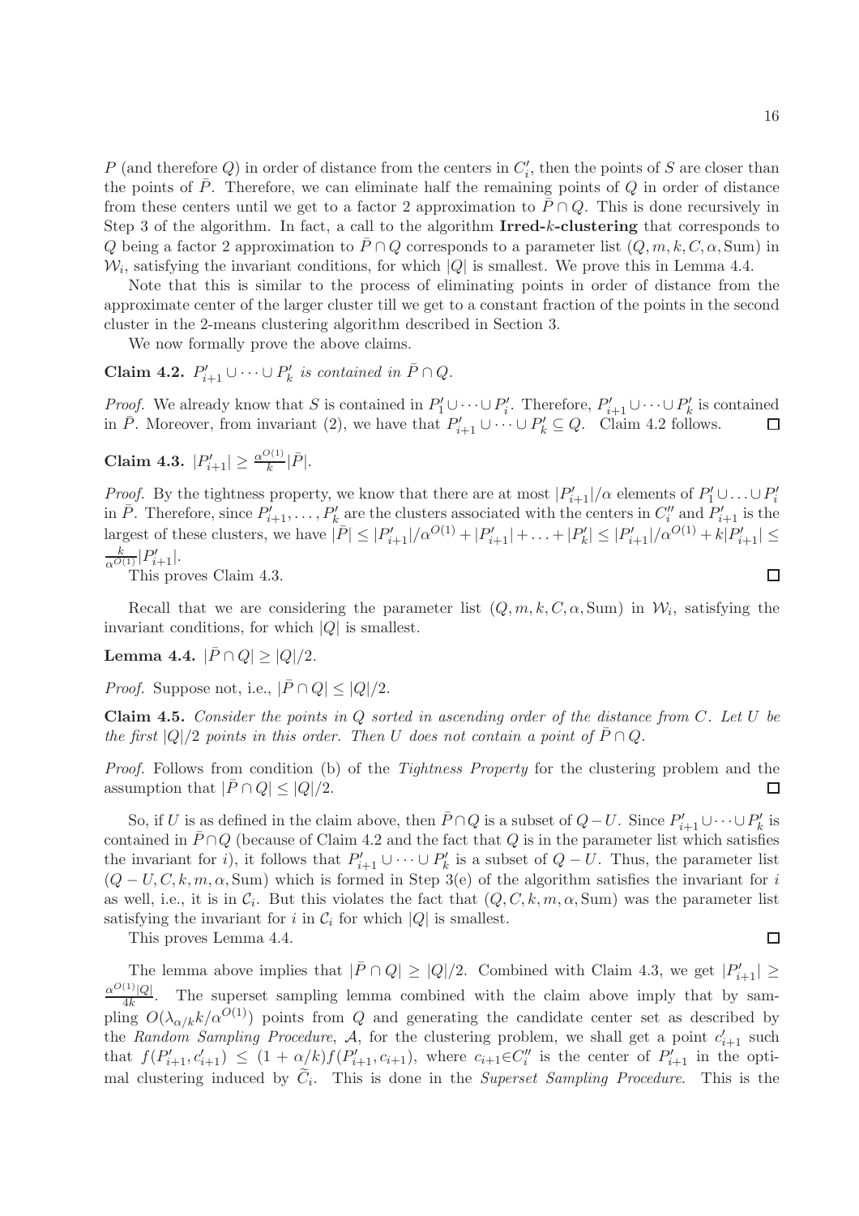$P$ (and therefore $Q$) in order of distance from the centers in $C_i'$, then the points of $S$ are closer than the points of $\bar{P}$. Therefore, we can eliminate half the remaining points of $Q$ in order of distance from these centers until we get to a factor 2 approximation to $\bar{P} \cap Q$. This is done recursively in Step 3 of the algorithm. In fact, a call to the algorithm **Irred-$k$-clustering** that corresponds to $Q$ being a factor 2 approximation to $\bar{P} \cap Q$ corresponds to a parameter list $(Q, m, k, C, \alpha, \text{Sum})$ in $\mathcal{W}_i$, satisfying the invariant conditions, for which $|Q|$ is smallest. We prove this in Lemma 4.4.

Note that this is similar to the process of eliminating points in order of distance from the approximate center of the larger cluster till we get to a constant fraction of the points in the second cluster in the 2-means clustering algorithm described in Section 3.

We now formally prove the above claims.

**Claim 4.2.** *$P_{i+1}' \cup \cdots \cup P_k'$ is contained in $\bar{P} \cap Q$.*

*Proof.* We already know that $S$ is contained in $P_1' \cup \cdots \cup P_i'$. Therefore, $P_{i+1}' \cup \cdots \cup P_k'$ is contained in $\bar{P}$. Moreover, from invariant (2), we have that $P_{i+1}' \cup \cdots \cup P_k' \subseteq Q$. Claim 4.2 follows. □

**Claim 4.3.** $|P_{i+1}'| \geq \frac{\alpha^{O(1)}}{k}|\bar{P}|$.

*Proof.* By the tightness property, we know that there are at most $|P_{i+1}'|/\alpha$ elements of $P_1' \cup \ldots \cup P_i'$ in $\bar{P}$. Therefore, since $P_{i+1}', \ldots, P_k'$ are the clusters associated with the centers in $C_i''$ and $P_{i+1}'$ is the largest of these clusters, we have $|\bar{P}| \leq |P_{i+1}'|/\alpha^{O(1)} + |P_{i+1}'| + \ldots + |P_k'| \leq |P_{i+1}'|/\alpha^{O(1)} + k|P_{i+1}'| \leq \frac{k}{\alpha^{O(1)}}|P_{i+1}'|$.

This proves Claim 4.3. □

Recall that we are considering the parameter list $(Q, m, k, C, \alpha, \text{Sum})$ in $\mathcal{W}_i$, satisfying the invariant conditions, for which $|Q|$ is smallest.

**Lemma 4.4.** $|\bar{P} \cap Q| \geq |Q|/2$.

*Proof.* Suppose not, i.e., $|\bar{P} \cap Q| \leq |Q|/2$.

**Claim 4.5.** *Consider the points in $Q$ sorted in ascending order of the distance from $C$. Let $U$ be the first $|Q|/2$ points in this order. Then $U$ does not contain a point of $\bar{P} \cap Q$.*

*Proof.* Follows from condition (b) of the *Tightness Property* for the clustering problem and the assumption that $|\bar{P} \cap Q| \leq |Q|/2$. □

So, if $U$ is as defined in the claim above, then $\bar{P} \cap Q$ is a subset of $Q - U$. Since $P_{i+1}' \cup \cdots \cup P_k'$ is contained in $\bar{P} \cap Q$ (because of Claim 4.2 and the fact that $Q$ is in the parameter list which satisfies the invariant for $i$), it follows that $P_{i+1}' \cup \cdots \cup P_k'$ is a subset of $Q - U$. Thus, the parameter list $(Q - U, C, k, m, \alpha, \text{Sum})$ which is formed in Step 3(e) of the algorithm satisfies the invariant for $i$ as well, i.e., it is in $\mathcal{C}_i$. But this violates the fact that $(Q, C, k, m, \alpha, \text{Sum})$ was the parameter list satisfying the invariant for $i$ in $\mathcal{C}_i$ for which $|Q|$ is smallest.

This proves Lemma 4.4. □

The lemma above implies that $|\bar{P} \cap Q| \geq |Q|/2$. Combined with Claim 4.3, we get $|P_{i+1}'| \geq \frac{\alpha^{O(1)}|Q|}{4k}$. The superset sampling lemma combined with the claim above imply that by sampling $O(\lambda_{\alpha/k} k/\alpha^{O(1)})$ points from $Q$ and generating the candidate center set as described by the *Random Sampling Procedure*, $\mathcal{A}$, for the clustering problem, we shall get a point $c_{i+1}'$ such that $f(P_{i+1}', c_{i+1}') \leq (1 + \alpha/k) f(P_{i+1}', c_{i+1})$, where $c_{i+1} \in C_i''$ is the center of $P_{i+1}'$ in the optimal clustering induced by $\widetilde{C}_i$. This is done in the *Superset Sampling Procedure*. This is the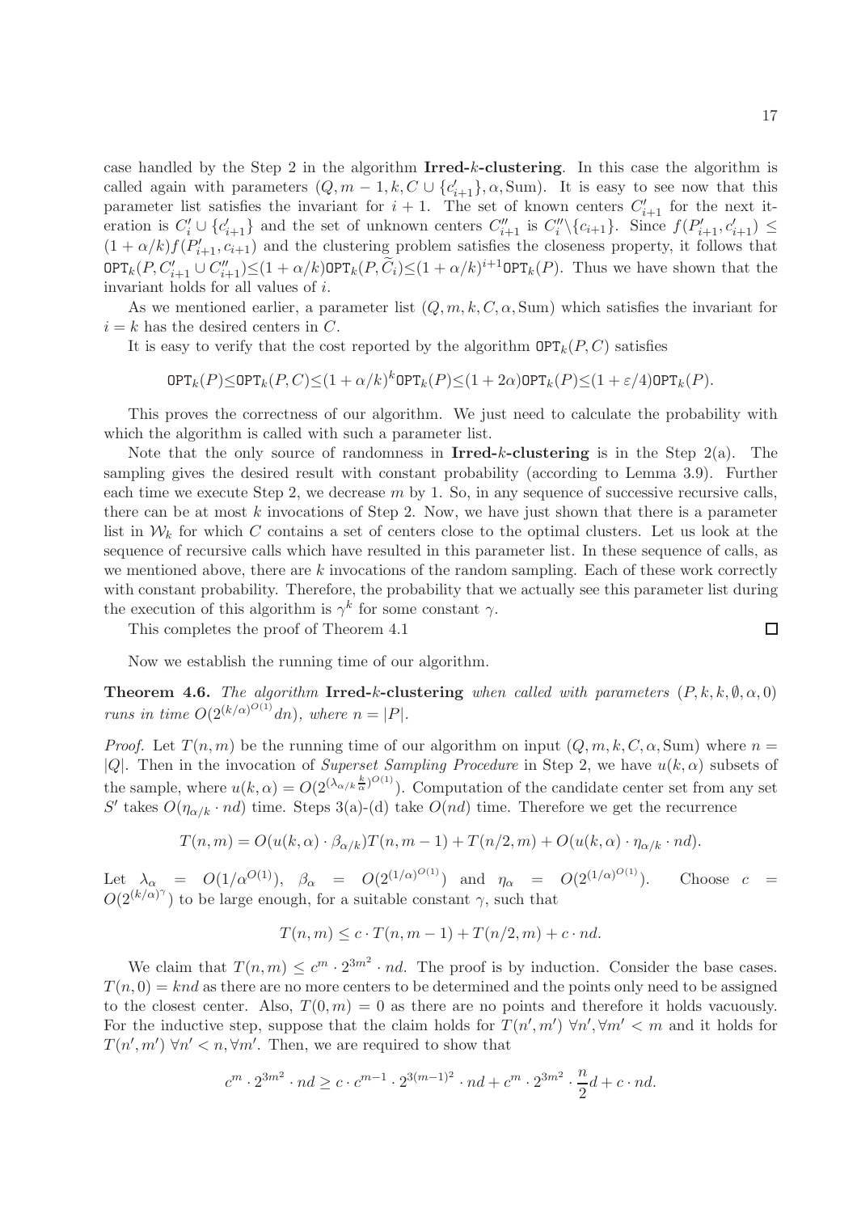case handled by the Step 2 in the algorithm **Irred-$k$-clustering**. In this case the algorithm is called again with parameters $(Q, m-1, k, C \cup \{c'_{i+1}\}, \alpha, \mathrm{Sum})$. It is easy to see now that this parameter list satisfies the invariant for $i+1$. The set of known centers $C'_{i+1}$ for the next iteration is $C'_i \cup \{c'_{i+1}\}$ and the set of unknown centers $C''_{i+1}$ is $C''_i \backslash \{c_{i+1}\}$. Since $f(P'_{i+1}, c'_{i+1}) \leq (1+\alpha/k) f(P'_{i+1}, c_{i+1})$ and the clustering problem satisfies the closeness property, it follows that $\mathtt{OPT}_k(P, C'_{i+1} \cup C''_{i+1}) \leq (1+\alpha/k)\mathtt{OPT}_k(P, \widetilde{C}_i) \leq (1+\alpha/k)^{i+1}\mathtt{OPT}_k(P)$. Thus we have shown that the invariant holds for all values of $i$.

As we mentioned earlier, a parameter list $(Q, m, k, C, \alpha, \mathrm{Sum})$ which satisfies the invariant for $i = k$ has the desired centers in $C$.

It is easy to verify that the cost reported by the algorithm $\mathtt{OPT}_k(P, C)$ satisfies

$$\mathtt{OPT}_k(P) \leq \mathtt{OPT}_k(P, C) \leq (1+\alpha/k)^k \mathtt{OPT}_k(P) \leq (1+2\alpha)\mathtt{OPT}_k(P) \leq (1+\varepsilon/4)\mathtt{OPT}_k(P).$$

This proves the correctness of our algorithm. We just need to calculate the probability with which the algorithm is called with such a parameter list.

Note that the only source of randomness in **Irred-$k$-clustering** is in the Step 2(a). The sampling gives the desired result with constant probability (according to Lemma 3.9). Further each time we execute Step 2, we decrease $m$ by 1. So, in any sequence of successive recursive calls, there can be at most $k$ invocations of Step 2. Now, we have just shown that there is a parameter list in $\mathcal{W}_k$ for which $C$ contains a set of centers close to the optimal clusters. Let us look at the sequence of recursive calls which have resulted in this parameter list. In these sequence of calls, as we mentioned above, there are $k$ invocations of the random sampling. Each of these work correctly with constant probability. Therefore, the probability that we actually see this parameter list during the execution of this algorithm is $\gamma^k$ for some constant $\gamma$.

This completes the proof of Theorem 4.1 □

Now we establish the running time of our algorithm.

**Theorem 4.6.** *The algorithm* **Irred-$k$-clustering** *when called with parameters* $(P, k, k, \emptyset, \alpha, 0)$ *runs in time* $O(2^{(k/\alpha)^{O(1)}} dn)$*, where* $n = |P|$.

*Proof.* Let $T(n, m)$ be the running time of our algorithm on input $(Q, m, k, C, \alpha, \mathrm{Sum})$ where $n = |Q|$. Then in the invocation of *Superset Sampling Procedure* in Step 2, we have $u(k, \alpha)$ subsets of the sample, where $u(k, \alpha) = O(2^{(\lambda_{\alpha/k}\frac{k}{\alpha})^{O(1)}})$. Computation of the candidate center set from any set $S'$ takes $O(\eta_{\alpha/k} \cdot nd)$ time. Steps 3(a)-(d) take $O(nd)$ time. Therefore we get the recurrence

$$T(n, m) = O(u(k, \alpha) \cdot \beta_{\alpha/k}) T(n, m-1) + T(n/2, m) + O(u(k, \alpha) \cdot \eta_{\alpha/k} \cdot nd).$$

Let $\lambda_\alpha = O(1/\alpha^{O(1)})$, $\beta_\alpha = O(2^{(1/\alpha)^{O(1)}})$ and $\eta_\alpha = O(2^{(1/\alpha)^{O(1)}})$. Choose $c = O(2^{(k/\alpha)^\gamma})$ to be large enough, for a suitable constant $\gamma$, such that

$$T(n, m) \leq c \cdot T(n, m-1) + T(n/2, m) + c \cdot nd.$$

We claim that $T(n, m) \leq c^m \cdot 2^{3m^2} \cdot nd$. The proof is by induction. Consider the base cases. $T(n, 0) = knd$ as there are no more centers to be determined and the points only need to be assigned to the closest center. Also, $T(0, m) = 0$ as there are no points and therefore it holds vacuously. For the inductive step, suppose that the claim holds for $T(n', m')$ $\forall n', \forall m' < m$ and it holds for $T(n', m')$ $\forall n' < n, \forall m'$. Then, we are required to show that

$$c^m \cdot 2^{3m^2} \cdot nd \geq c \cdot c^{m-1} \cdot 2^{3(m-1)^2} \cdot nd + c^m \cdot 2^{3m^2} \cdot \frac{n}{2} d + c \cdot nd.$$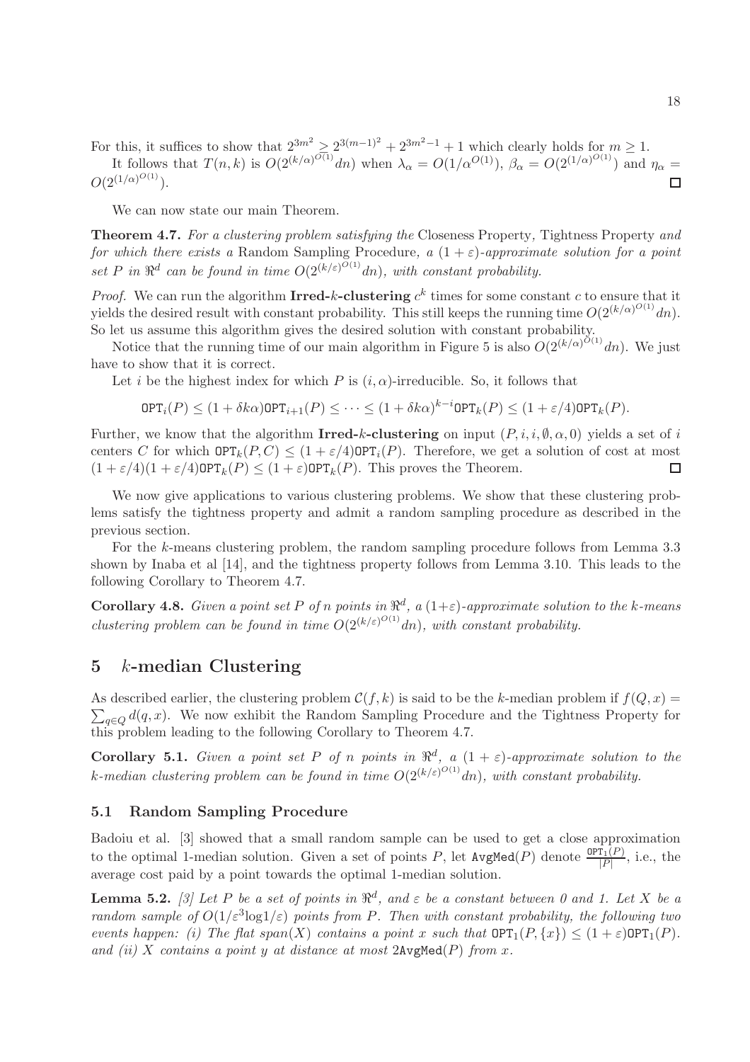For this, it suffices to show that $2^{3m^2} \geq 2^{3(m-1)^2} + 2^{3m^2-1} + 1$ which clearly holds for $m \geq 1$.

It follows that $T(n,k)$ is $O(2^{(k/\alpha)^{O(1)}}dn)$ when $\lambda_\alpha = O(1/\alpha^{O(1)})$, $\beta_\alpha = O(2^{(1/\alpha)^{O(1)}})$ and $\eta_\alpha = O(2^{(1/\alpha)^{O(1)}})$. □

We can now state our main Theorem.

**Theorem 4.7.** *For a clustering problem satisfying the* Closeness Property, Tightness Property *and for which there exists a* Random Sampling Procedure, *a $(1+\varepsilon)$-approximate solution for a point set $P$ in $\Re^d$ can be found in time $O(2^{(k/\varepsilon)^{O(1)}}dn)$, with constant probability.*

*Proof.* We can run the algorithm **Irred-$k$-clustering** $c^k$ times for some constant $c$ to ensure that it yields the desired result with constant probability. This still keeps the running time $O(2^{(k/\alpha)^{O(1)}}dn)$. So let us assume this algorithm gives the desired solution with constant probability.

Notice that the running time of our main algorithm in Figure 5 is also $O(2^{(k/\alpha)^{O(1)}}dn)$. We just have to show that it is correct.

Let $i$ be the highest index for which $P$ is $(i,\alpha)$-irreducible. So, it follows that

$$\mathtt{OPT}_i(P) \leq (1+\delta k\alpha)\mathtt{OPT}_{i+1}(P) \leq \cdots \leq (1+\delta k\alpha)^{k-i}\mathtt{OPT}_k(P) \leq (1+\varepsilon/4)\mathtt{OPT}_k(P).$$

Further, we know that the algorithm **Irred-$k$-clustering** on input $(P,i,i,\emptyset,\alpha,0)$ yields a set of $i$ centers $C$ for which $\mathtt{OPT}_k(P,C) \leq (1+\varepsilon/4)\mathtt{OPT}_i(P)$. Therefore, we get a solution of cost at most $(1+\varepsilon/4)(1+\varepsilon/4)\mathtt{OPT}_k(P) \leq (1+\varepsilon)\mathtt{OPT}_k(P)$. This proves the Theorem. □

We now give applications to various clustering problems. We show that these clustering problems satisfy the tightness property and admit a random sampling procedure as described in the previous section.

For the $k$-means clustering problem, the random sampling procedure follows from Lemma 3.3 shown by Inaba et al [14], and the tightness property follows from Lemma 3.10. This leads to the following Corollary to Theorem 4.7.

**Corollary 4.8.** *Given a point set $P$ of $n$ points in $\Re^d$, a $(1+\varepsilon)$-approximate solution to the $k$-means clustering problem can be found in time $O(2^{(k/\varepsilon)^{O(1)}}dn)$, with constant probability.*

# 5 $k$-median Clustering

As described earlier, the clustering problem $\mathcal{C}(f,k)$ is said to be the $k$-median problem if $f(Q,x) = \sum_{q\in Q} d(q,x)$. We now exhibit the Random Sampling Procedure and the Tightness Property for this problem leading to the following Corollary to Theorem 4.7.

**Corollary 5.1.** *Given a point set $P$ of $n$ points in $\Re^d$, a $(1+\varepsilon)$-approximate solution to the $k$-median clustering problem can be found in time $O(2^{(k/\varepsilon)^{O(1)}}dn)$, with constant probability.*

## 5.1 Random Sampling Procedure

Badoiu et al. [3] showed that a small random sample can be used to get a close approximation to the optimal 1-median solution. Given a set of points $P$, let $\mathtt{AvgMed}(P)$ denote $\frac{\mathtt{OPT}_1(P)}{|P|}$, i.e., the average cost paid by a point towards the optimal 1-median solution.

**Lemma 5.2.** *[3] Let $P$ be a set of points in $\Re^d$, and $\varepsilon$ be a constant between 0 and 1. Let $X$ be a random sample of $O(1/\varepsilon^3 \log 1/\varepsilon)$ points from $P$. Then with constant probability, the following two events happen: (i) The flat span$(X)$ contains a point $x$ such that $\mathtt{OPT}_1(P,\{x\}) \leq (1+\varepsilon)\mathtt{OPT}_1(P)$. and (ii) $X$ contains a point $y$ at distance at most $2\mathtt{AvgMed}(P)$ from $x$.*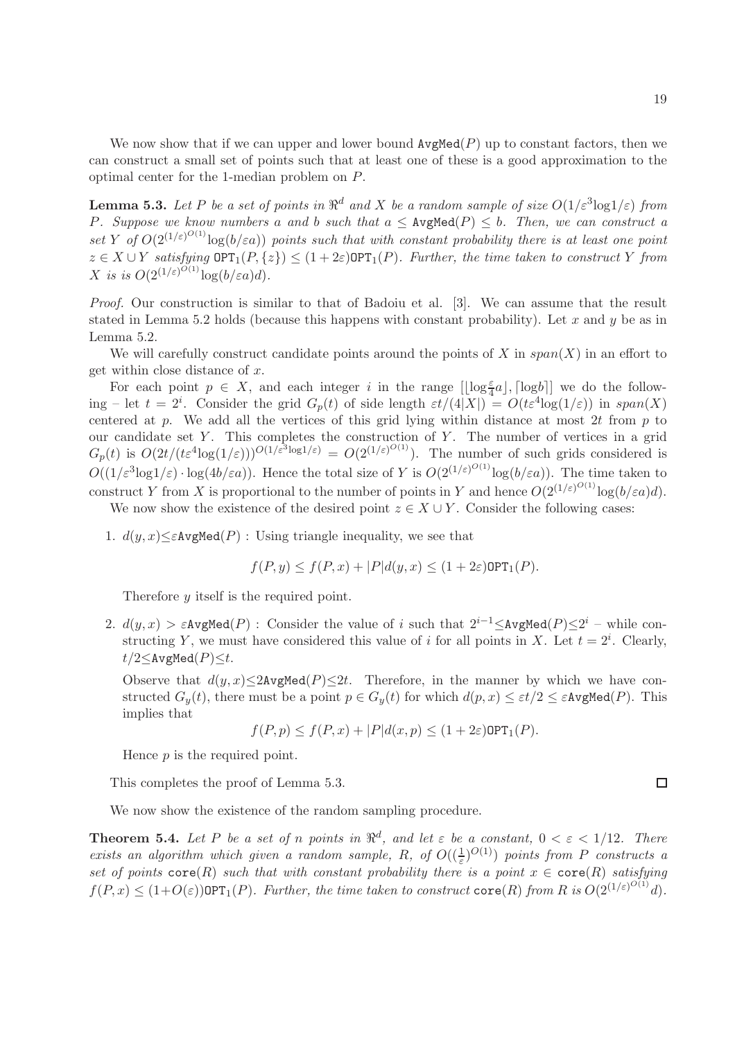We now show that if we can upper and lower bound $\texttt{AvgMed}(P)$ up to constant factors, then we can construct a small set of points such that at least one of these is a good approximation to the optimal center for the 1-median problem on $P$.

**Lemma 5.3.** *Let $P$ be a set of points in $\Re^d$ and $X$ be a random sample of size $O(1/\varepsilon^3 \log 1/\varepsilon)$ from $P$. Suppose we know numbers $a$ and $b$ such that $a \leq \texttt{AvgMed}(P) \leq b$. Then, we can construct a set $Y$ of $O(2^{(1/\varepsilon)^{O(1)}} \log(b/\varepsilon a))$ points such that with constant probability there is at least one point $z \in X \cup Y$ satisfying $\texttt{OPT}_1(P, \{z\}) \leq (1 + 2\varepsilon)\texttt{OPT}_1(P)$. Further, the time taken to construct $Y$ from $X$ is is $O(2^{(1/\varepsilon)^{O(1)}} \log(b/\varepsilon a) d)$.*

*Proof.* Our construction is similar to that of Badoiu et al. [3]. We can assume that the result stated in Lemma 5.2 holds (because this happens with constant probability). Let $x$ and $y$ be as in Lemma 5.2.

We will carefully construct candidate points around the points of $X$ in $span(X)$ in an effort to get within close distance of $x$.

For each point $p \in X$, and each integer $i$ in the range $[\lfloor \log \frac{\varepsilon}{4} a \rfloor, \lceil \log b \rceil]$ we do the following – let $t = 2^i$. Consider the grid $G_p(t)$ of side length $\varepsilon t/(4|X|) = O(t\varepsilon^4 \log(1/\varepsilon))$ in $span(X)$ centered at $p$. We add all the vertices of this grid lying within distance at most $2t$ from $p$ to our candidate set $Y$. This completes the construction of $Y$. The number of vertices in a grid $G_p(t)$ is $O(2t/(t\varepsilon^4 \log(1/\varepsilon)))^{O(1/\varepsilon^3 \log 1/\varepsilon)} = O(2^{(1/\varepsilon)^{O(1)}})$. The number of such grids considered is $O((1/\varepsilon^3 \log 1/\varepsilon) \cdot \log(4b/\varepsilon a))$. Hence the total size of $Y$ is $O(2^{(1/\varepsilon)^{O(1)}} \log(b/\varepsilon a))$. The time taken to construct $Y$ from $X$ is proportional to the number of points in $Y$ and hence $O(2^{(1/\varepsilon)^{O(1)}} \log(b/\varepsilon a) d)$.

We now show the existence of the desired point $z \in X \cup Y$. Consider the following cases:

1. $d(y, x) \leq \varepsilon \texttt{AvgMed}(P)$ : Using triangle inequality, we see that

$$f(P, y) \leq f(P, x) + |P| d(y, x) \leq (1 + 2\varepsilon)\texttt{OPT}_1(P).$$

Therefore $y$ itself is the required point.

2. $d(y, x) > \varepsilon \texttt{AvgMed}(P)$ : Consider the value of $i$ such that $2^{i-1} \leq \texttt{AvgMed}(P) \leq 2^i$ – while constructing $Y$, we must have considered this value of $i$ for all points in $X$. Let $t = 2^i$. Clearly, $t/2 \leq \texttt{AvgMed}(P) \leq t$.

Observe that $d(y, x) \leq 2\texttt{AvgMed}(P) \leq 2t$. Therefore, in the manner by which we have constructed $G_y(t)$, there must be a point $p \in G_y(t)$ for which $d(p, x) \leq \varepsilon t/2 \leq \varepsilon \texttt{AvgMed}(P)$. This implies that

$$f(P, p) \leq f(P, x) + |P| d(x, p) \leq (1 + 2\varepsilon)\texttt{OPT}_1(P).$$

Hence $p$ is the required point.

This completes the proof of Lemma 5.3. ◻

We now show the existence of the random sampling procedure.

**Theorem 5.4.** *Let $P$ be a set of $n$ points in $\Re^d$, and let $\varepsilon$ be a constant, $0 < \varepsilon < 1/12$. There exists an algorithm which given a random sample, $R$, of $O((\frac{1}{\varepsilon})^{O(1)})$ points from $P$ constructs a set of points $\texttt{core}(R)$ such that with constant probability there is a point $x \in \texttt{core}(R)$ satisfying $f(P, x) \leq (1 + O(\varepsilon))\texttt{OPT}_1(P)$. Further, the time taken to construct $\texttt{core}(R)$ from $R$ is $O(2^{(1/\varepsilon)^{O(1)}} d)$.*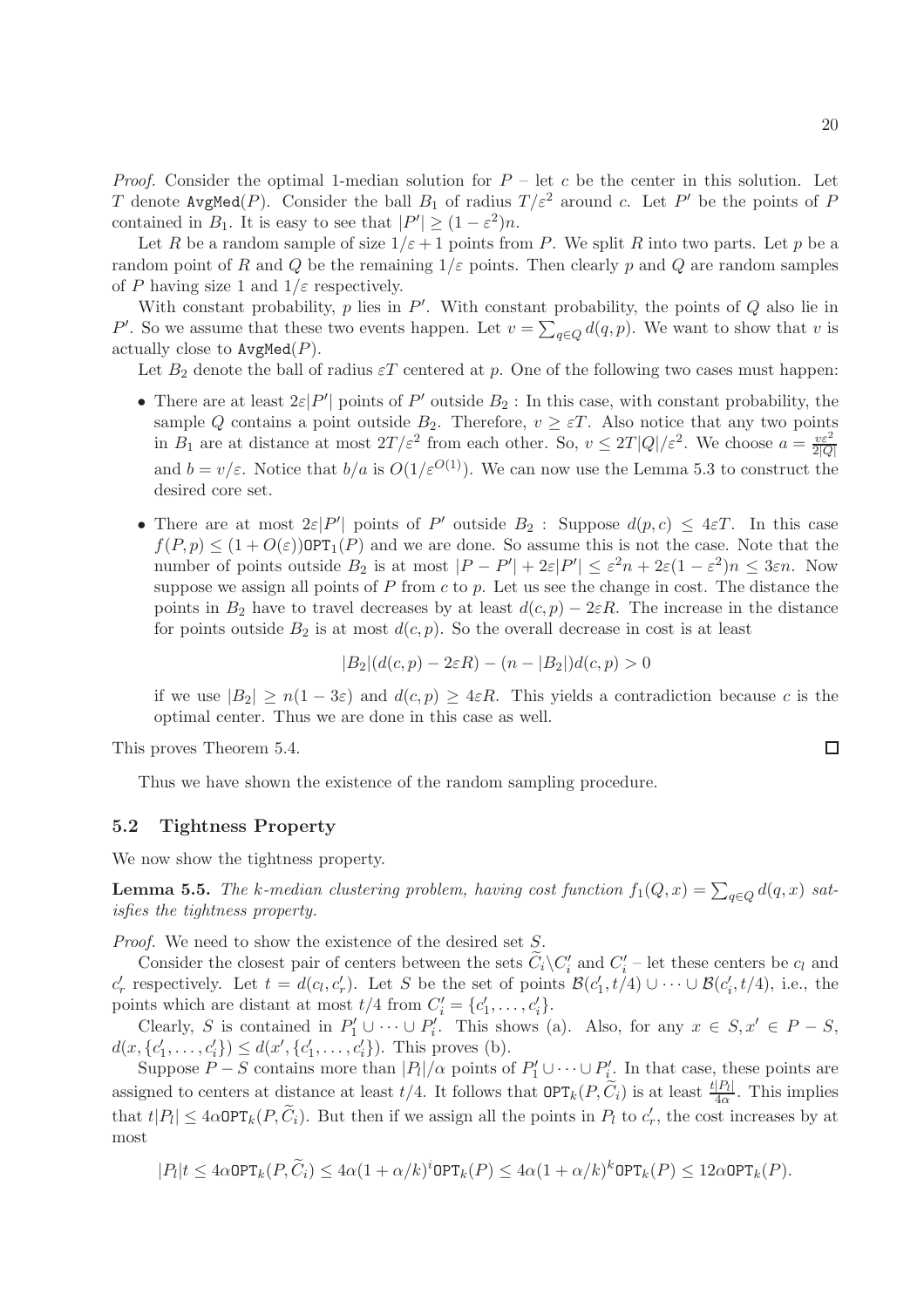*Proof.* Consider the optimal 1-median solution for $P$ – let $c$ be the center in this solution. Let $T$ denote $\texttt{AvgMed}(P)$. Consider the ball $B_1$ of radius $T/\varepsilon^2$ around $c$. Let $P'$ be the points of $P$ contained in $B_1$. It is easy to see that $|P'| \geq (1-\varepsilon^2)n$.

Let $R$ be a random sample of size $1/\varepsilon + 1$ points from $P$. We split $R$ into two parts. Let $p$ be a random point of $R$ and $Q$ be the remaining $1/\varepsilon$ points. Then clearly $p$ and $Q$ are random samples of $P$ having size 1 and $1/\varepsilon$ respectively.

With constant probability, $p$ lies in $P'$. With constant probability, the points of $Q$ also lie in $P'$. So we assume that these two events happen. Let $v = \sum_{q \in Q} d(q,p)$. We want to show that $v$ is actually close to $\texttt{AvgMed}(P)$.

Let $B_2$ denote the ball of radius $\varepsilon T$ centered at $p$. One of the following two cases must happen:

- There are at least $2\varepsilon|P'|$ points of $P'$ outside $B_2$ : In this case, with constant probability, the sample $Q$ contains a point outside $B_2$. Therefore, $v \geq \varepsilon T$. Also notice that any two points in $B_1$ are at distance at most $2T/\varepsilon^2$ from each other. So, $v \leq 2T|Q|/\varepsilon^2$. We choose $a = \frac{v\varepsilon^2}{2|Q|}$ and $b = v/\varepsilon$. Notice that $b/a$ is $O(1/\varepsilon^{O(1)})$. We can now use the Lemma 5.3 to construct the desired core set.
- There are at most $2\varepsilon|P'|$ points of $P'$ outside $B_2$ : Suppose $d(p,c) \leq 4\varepsilon T$. In this case $f(P,p) \leq (1+O(\varepsilon))\texttt{OPT}_1(P)$ and we are done. So assume this is not the case. Note that the number of points outside $B_2$ is at most $|P - P'| + 2\varepsilon|P'| \leq \varepsilon^2 n + 2\varepsilon(1-\varepsilon^2)n \leq 3\varepsilon n$. Now suppose we assign all points of $P$ from $c$ to $p$. Let us see the change in cost. The distance the points in $B_2$ have to travel decreases by at least $d(c,p) - 2\varepsilon R$. The increase in the distance for points outside $B_2$ is at most $d(c,p)$. So the overall decrease in cost is at least

$$|B_2|(d(c,p) - 2\varepsilon R) - (n - |B_2|)d(c,p) > 0$$

if we use $|B_2| \geq n(1-3\varepsilon)$ and $d(c,p) \geq 4\varepsilon R$. This yields a contradiction because $c$ is the optimal center. Thus we are done in this case as well.

This proves Theorem 5.4. $\square$

Thus we have shown the existence of the random sampling procedure.

## 5.2 Tightness Property

We now show the tightness property.

**Lemma 5.5.** *The k-median clustering problem, having cost function $f_1(Q,x) = \sum_{q \in Q} d(q,x)$ satisfies the tightness property.*

*Proof.* We need to show the existence of the desired set $S$.

Consider the closest pair of centers between the sets $\widetilde{C}_i \backslash C'_i$ and $C'_i$ – let these centers be $c_l$ and $c'_r$ respectively. Let $t = d(c_l, c'_r)$. Let $S$ be the set of points $\mathcal{B}(c'_1, t/4) \cup \cdots \cup \mathcal{B}(c'_i, t/4)$, i.e., the points which are distant at most $t/4$ from $C'_i = \{c'_1, \ldots, c'_i\}$.

Clearly, $S$ is contained in $P'_1 \cup \cdots \cup P'_i$. This shows (a). Also, for any $x \in S, x' \in P - S$, $d(x, \{c'_1, \ldots, c'_i\}) \leq d(x', \{c'_1, \ldots, c'_i\})$. This proves (b).

Suppose $P - S$ contains more than $|P_l|/\alpha$ points of $P'_1 \cup \cdots \cup P'_i$. In that case, these points are assigned to centers at distance at least $t/4$. It follows that $\texttt{OPT}_k(P, \widetilde{C}_i)$ is at least $\frac{t|P_l|}{4\alpha}$. This implies that $t|P_l| \leq 4\alpha\texttt{OPT}_k(P, \widetilde{C}_i)$. But then if we assign all the points in $P_l$ to $c'_r$, the cost increases by at most

$$|P_l|t \leq 4\alpha\texttt{OPT}_k(P, \widetilde{C}_i) \leq 4\alpha(1+\alpha/k)^i\texttt{OPT}_k(P) \leq 4\alpha(1+\alpha/k)^k\texttt{OPT}_k(P) \leq 12\alpha\texttt{OPT}_k(P).$$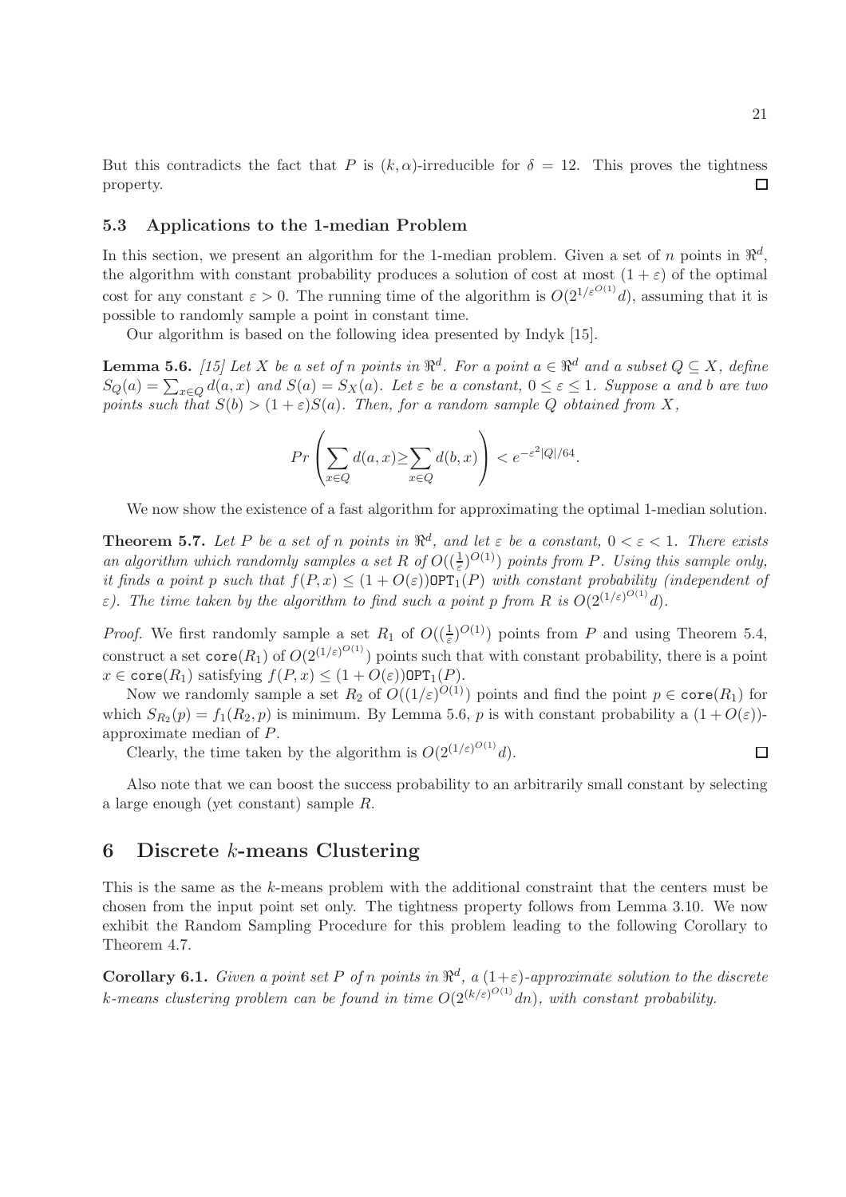But this contradicts the fact that $P$ is $(k, \alpha)$-irreducible for $\delta = 12$. This proves the tightness property. $\square$

### 5.3 Applications to the 1-median Problem

In this section, we present an algorithm for the 1-median problem. Given a set of $n$ points in $\Re^d$, the algorithm with constant probability produces a solution of cost at most $(1+\varepsilon)$ of the optimal cost for any constant $\varepsilon > 0$. The running time of the algorithm is $O(2^{1/\varepsilon^{O(1)}}d)$, assuming that it is possible to randomly sample a point in constant time.

Our algorithm is based on the following idea presented by Indyk [15].

**Lemma 5.6.** *[15] Let $X$ be a set of $n$ points in $\Re^d$. For a point $a \in \Re^d$ and a subset $Q \subseteq X$, define $S_Q(a) = \sum_{x \in Q} d(a, x)$ and $S(a) = S_X(a)$. Let $\varepsilon$ be a constant, $0 \leq \varepsilon \leq 1$. Suppose $a$ and $b$ are two points such that $S(b) > (1+\varepsilon)S(a)$. Then, for a random sample $Q$ obtained from $X$,*

$$Pr\left(\sum_{x \in Q} d(a,x) \geq \sum_{x \in Q} d(b,x)\right) < e^{-\varepsilon^2 |Q|/64}.$$

We now show the existence of a fast algorithm for approximating the optimal 1-median solution.

**Theorem 5.7.** *Let $P$ be a set of $n$ points in $\Re^d$, and let $\varepsilon$ be a constant, $0 < \varepsilon < 1$. There exists an algorithm which randomly samples a set $R$ of $O((\frac{1}{\varepsilon})^{O(1)})$ points from $P$. Using this sample only, it finds a point $p$ such that $f(P, x) \leq (1 + O(\varepsilon))\mathtt{OPT}_1(P)$ with constant probability (independent of $\varepsilon$). The time taken by the algorithm to find such a point $p$ from $R$ is $O(2^{(1/\varepsilon)^{O(1)}}d)$.*

*Proof.* We first randomly sample a set $R_1$ of $O((\frac{1}{\varepsilon})^{O(1)})$ points from $P$ and using Theorem 5.4, construct a set $\mathtt{core}(R_1)$ of $O(2^{(1/\varepsilon)^{O(1)}})$ points such that with constant probability, there is a point $x \in \mathtt{core}(R_1)$ satisfying $f(P, x) \leq (1 + O(\varepsilon))\mathtt{OPT}_1(P)$.

Now we randomly sample a set $R_2$ of $O((1/\varepsilon)^{O(1)})$ points and find the point $p \in \mathtt{core}(R_1)$ for which $S_{R_2}(p) = f_1(R_2, p)$ is minimum. By Lemma 5.6, $p$ is with constant probability a $(1 + O(\varepsilon))$-approximate median of $P$.

Clearly, the time taken by the algorithm is $O(2^{(1/\varepsilon)^{O(1)}}d)$. $\square$

Also note that we can boost the success probability to an arbitrarily small constant by selecting a large enough (yet constant) sample $R$.

## 6 Discrete $k$-means Clustering

This is the same as the $k$-means problem with the additional constraint that the centers must be chosen from the input point set only. The tightness property follows from Lemma 3.10. We now exhibit the Random Sampling Procedure for this problem leading to the following Corollary to Theorem 4.7.

**Corollary 6.1.** *Given a point set $P$ of $n$ points in $\Re^d$, a $(1+\varepsilon)$-approximate solution to the discrete $k$-means clustering problem can be found in time $O(2^{(k/\varepsilon)^{O(1)}}dn)$, with constant probability.*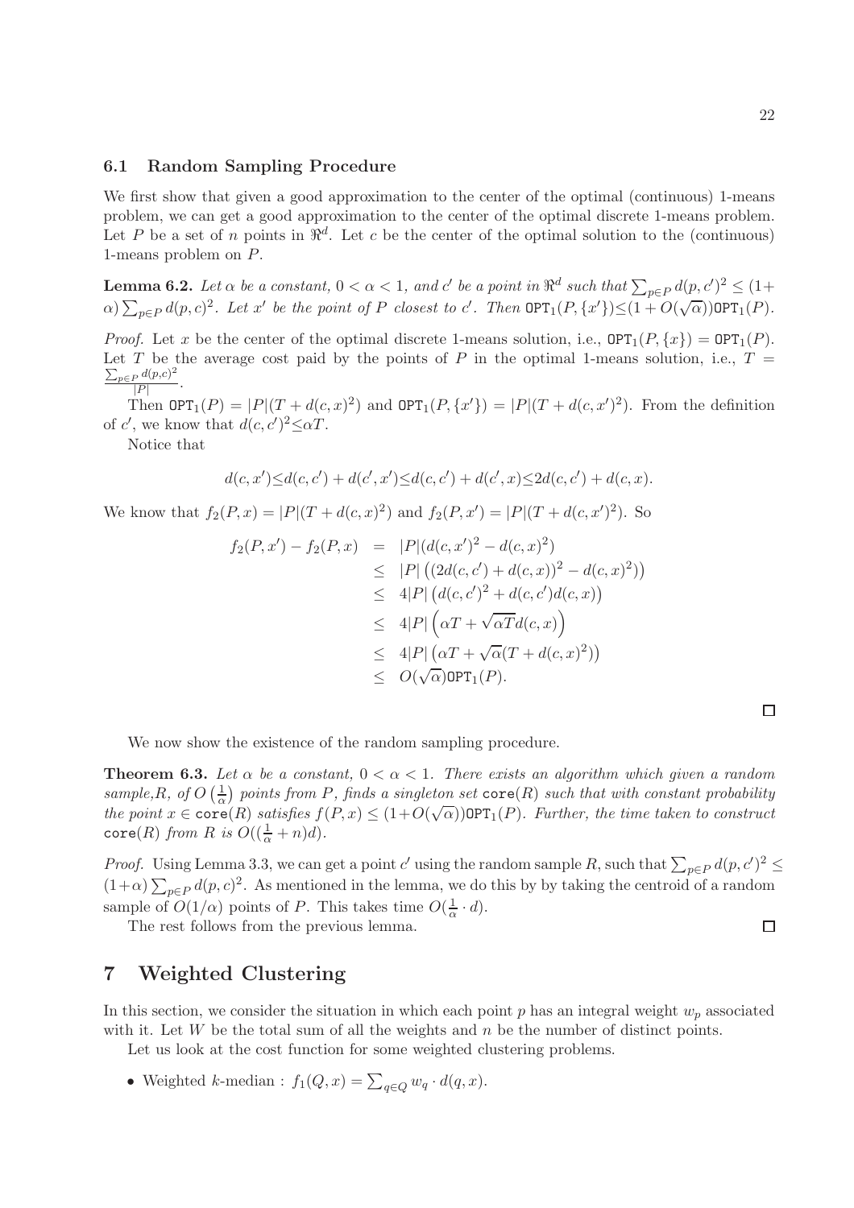### 6.1 Random Sampling Procedure

We first show that given a good approximation to the center of the optimal (continuous) 1-means problem, we can get a good approximation to the center of the optimal discrete 1-means problem. Let $P$ be a set of $n$ points in $\Re^d$. Let $c$ be the center of the optimal solution to the (continuous) 1-means problem on $P$.

**Lemma 6.2.** *Let $\alpha$ be a constant, $0 < \alpha < 1$, and $c'$ be a point in $\Re^d$ such that $\sum_{p \in P} d(p, c')^2 \leq (1 + \alpha) \sum_{p \in P} d(p, c)^2$. Let $x'$ be the point of $P$ closest to $c'$. Then $\mathtt{OPT}_1(P, \{x'\}) \leq (1 + O(\sqrt{\alpha}))\mathtt{OPT}_1(P)$.*

*Proof.* Let $x$ be the center of the optimal discrete 1-means solution, i.e., $\mathtt{OPT}_1(P, \{x\}) = \mathtt{OPT}_1(P)$. Let $T$ be the average cost paid by the points of $P$ in the optimal 1-means solution, i.e., $T = \frac{\sum_{p \in P} d(p,c)^2}{|P|}$.

Then $\mathtt{OPT}_1(P) = |P|(T + d(c, x)^2)$ and $\mathtt{OPT}_1(P, \{x'\}) = |P|(T + d(c, x')^2)$. From the definition of $c'$, we know that $d(c, c')^2 \leq \alpha T$.

Notice that

$$d(c, x') \leq d(c, c') + d(c', x') \leq d(c, c') + d(c', x) \leq 2d(c, c') + d(c, x).$$

We know that $f_2(P, x) = |P|(T + d(c, x)^2)$ and $f_2(P, x') = |P|(T + d(c, x')^2)$. So

$$\begin{aligned}
f_2(P, x') - f_2(P, x) &= |P|(d(c, x')^2 - d(c, x)^2) \\
&\leq |P| \left( (2d(c, c') + d(c, x))^2 - d(c, x)^2 ) \right) \\
&\leq 4|P| \left( d(c, c')^2 + d(c, c')d(c, x) \right) \\
&\leq 4|P| \left( \alpha T + \sqrt{\alpha T} d(c, x) \right) \\
&\leq 4|P| \left( \alpha T + \sqrt{\alpha}(T + d(c, x)^2) \right) \\
&\leq O(\sqrt{\alpha})\mathtt{OPT}_1(P).
\end{aligned}$$

$\square$

We now show the existence of the random sampling procedure.

**Theorem 6.3.** *Let $\alpha$ be a constant, $0 < \alpha < 1$. There exists an algorithm which given a random sample, $R$, of $O\left(\frac{1}{\alpha}\right)$ points from $P$, finds a singleton set $\mathtt{core}(R)$ such that with constant probability the point $x \in \mathtt{core}(R)$ satisfies $f(P, x) \leq (1 + O(\sqrt{\alpha}))\mathtt{OPT}_1(P)$. Further, the time taken to construct $\mathtt{core}(R)$ from $R$ is $O((\frac{1}{\alpha} + n)d)$.*

*Proof.* Using Lemma 3.3, we can get a point $c'$ using the random sample $R$, such that $\sum_{p \in P} d(p, c')^2 \leq (1 + \alpha) \sum_{p \in P} d(p, c)^2$. As mentioned in the lemma, we do this by by taking the centroid of a random sample of $O(1/\alpha)$ points of $P$. This takes time $O(\frac{1}{\alpha} \cdot d)$.

The rest follows from the previous lemma. $\square$

## 7 Weighted Clustering

In this section, we consider the situation in which each point $p$ has an integral weight $w_p$ associated with it. Let $W$ be the total sum of all the weights and $n$ be the number of distinct points.

Let us look at the cost function for some weighted clustering problems.

- Weighted $k$-median : $f_1(Q, x) = \sum_{q \in Q} w_q \cdot d(q, x)$.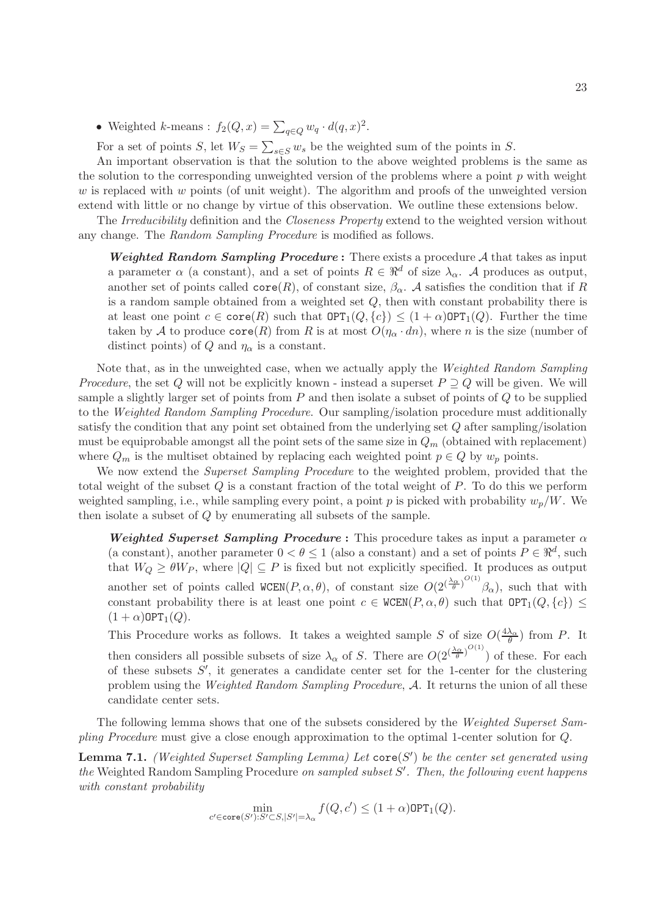- Weighted $k$-means : $f_2(Q, x) = \sum_{q \in Q} w_q \cdot d(q, x)^2$.

For a set of points $S$, let $W_S = \sum_{s \in S} w_s$ be the weighted sum of the points in $S$.

An important observation is that the solution to the above weighted problems is the same as the solution to the corresponding unweighted version of the problems where a point $p$ with weight $w$ is replaced with $w$ points (of unit weight). The algorithm and proofs of the unweighted version extend with little or no change by virtue of this observation. We outline these extensions below.

The *Irreducibility* definition and the *Closeness Property* extend to the weighted version without any change. The *Random Sampling Procedure* is modified as follows.

> ***Weighted Random Sampling Procedure* :** There exists a procedure $\mathcal{A}$ that takes as input a parameter $\alpha$ (a constant), and a set of points $R \in \Re^d$ of size $\lambda_\alpha$. $\mathcal{A}$ produces as output, another set of points called $\texttt{core}(R)$, of constant size, $\beta_\alpha$. $\mathcal{A}$ satisfies the condition that if $R$ is a random sample obtained from a weighted set $Q$, then with constant probability there is at least one point $c \in \texttt{core}(R)$ such that $\texttt{OPT}_1(Q, \{c\}) \leq (1+\alpha)\texttt{OPT}_1(Q)$. Further the time taken by $\mathcal{A}$ to produce $\texttt{core}(R)$ from $R$ is at most $O(\eta_\alpha \cdot dn)$, where $n$ is the size (number of distinct points) of $Q$ and $\eta_\alpha$ is a constant.

Note that, as in the unweighted case, when we actually apply the *Weighted Random Sampling Procedure*, the set $Q$ will not be explicitly known - instead a superset $P \supseteq Q$ will be given. We will sample a slightly larger set of points from $P$ and then isolate a subset of points of $Q$ to be supplied to the *Weighted Random Sampling Procedure*. Our sampling/isolation procedure must additionally satisfy the condition that any point set obtained from the underlying set $Q$ after sampling/isolation must be equiprobable amongst all the point sets of the same size in $Q_m$ (obtained with replacement) where $Q_m$ is the multiset obtained by replacing each weighted point $p \in Q$ by $w_p$ points.

We now extend the *Superset Sampling Procedure* to the weighted problem, provided that the total weight of the subset $Q$ is a constant fraction of the total weight of $P$. To do this we perform weighted sampling, i.e., while sampling every point, a point $p$ is picked with probability $w_p/W$. We then isolate a subset of $Q$ by enumerating all subsets of the sample.

> ***Weighted Superset Sampling Procedure* :** This procedure takes as input a parameter $\alpha$ (a constant), another parameter $0 < \theta \leq 1$ (also a constant) and a set of points $P \in \Re^d$, such that $W_Q \geq \theta W_P$, where $|Q| \subseteq P$ is fixed but not explicitly specified. It produces as output another set of points called $\texttt{WCEN}(P, \alpha, \theta)$, of constant size $O(2^{(\frac{\lambda_\alpha}{\theta})^{O(1)}} \beta_\alpha)$, such that with constant probability there is at least one point $c \in \texttt{WCEN}(P, \alpha, \theta)$ such that $\texttt{OPT}_1(Q, \{c\}) \leq (1+\alpha)\texttt{OPT}_1(Q)$.
>
> This Procedure works as follows. It takes a weighted sample $S$ of size $O(\frac{4\lambda_\alpha}{\theta})$ from $P$. It then considers all possible subsets of size $\lambda_\alpha$ of $S$. There are $O(2^{(\frac{\lambda_\alpha}{\theta})^{O(1)}})$ of these. For each of these subsets $S'$, it generates a candidate center set for the 1-center for the clustering problem using the *Weighted Random Sampling Procedure*, $\mathcal{A}$. It returns the union of all these candidate center sets.

The following lemma shows that one of the subsets considered by the *Weighted Superset Sampling Procedure* must give a close enough approximation to the optimal 1-center solution for $Q$.

**Lemma 7.1.** *(Weighted Superset Sampling Lemma) Let $\texttt{core}(S')$ be the center set generated using the* Weighted Random Sampling Procedure *on sampled subset $S'$. Then, the following event happens with constant probability*

$$\min_{c' \in \texttt{core}(S') : S' \subset S, |S'| = \lambda_\alpha} f(Q, c') \leq (1+\alpha)\texttt{OPT}_1(Q).$$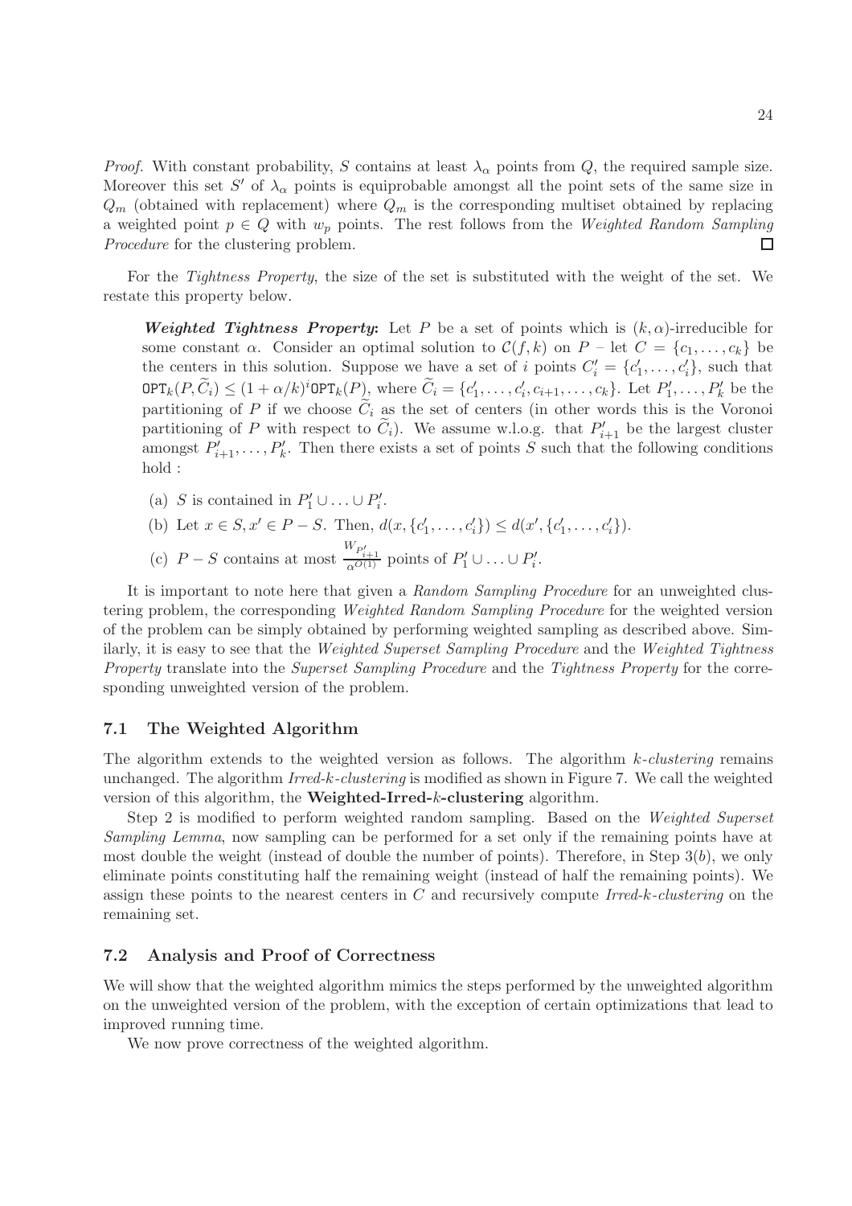*Proof.* With constant probability, $S$ contains at least $\lambda_\alpha$ points from $Q$, the required sample size. Moreover this set $S'$ of $\lambda_\alpha$ points is equiprobable amongst all the point sets of the same size in $Q_m$ (obtained with replacement) where $Q_m$ is the corresponding multiset obtained by replacing a weighted point $p \in Q$ with $w_p$ points. The rest follows from the *Weighted Random Sampling Procedure* for the clustering problem. □

For the *Tightness Property*, the size of the set is substituted with the weight of the set. We restate this property below.

> ***Weighted Tightness Property*:** Let $P$ be a set of points which is $(k, \alpha)$-irreducible for some constant $\alpha$. Consider an optimal solution to $\mathcal{C}(f, k)$ on $P$ – let $C = \{c_1, \ldots, c_k\}$ be the centers in this solution. Suppose we have a set of $i$ points $C'_i = \{c'_1, \ldots, c'_i\}$, such that $\mathtt{OPT}_k(P, \widetilde{C}_i) \leq (1 + \alpha/k)^i \mathtt{OPT}_k(P)$, where $\widetilde{C}_i = \{c'_1, \ldots, c'_i, c_{i+1}, \ldots, c_k\}$. Let $P'_1, \ldots, P'_k$ be the partitioning of $P$ if we choose $\widetilde{C}_i$ as the set of centers (in other words this is the Voronoi partitioning of $P$ with respect to $\widetilde{C}_i$). We assume w.l.o.g. that $P'_{i+1}$ be the largest cluster amongst $P'_{i+1}, \ldots, P'_k$. Then there exists a set of points $S$ such that the following conditions hold :
>
> (a) $S$ is contained in $P'_1 \cup \ldots \cup P'_i$.
>
> (b) Let $x \in S, x' \in P - S$. Then, $d(x, \{c'_1, \ldots, c'_i\}) \leq d(x', \{c'_1, \ldots, c'_i\})$.
>
> (c) $P - S$ contains at most $\frac{W_{P'_{i+1}}}{\alpha^{O(1)}}$ points of $P'_1 \cup \ldots \cup P'_i$.

It is important to note here that given a *Random Sampling Procedure* for an unweighted clustering problem, the corresponding *Weighted Random Sampling Procedure* for the weighted version of the problem can be simply obtained by performing weighted sampling as described above. Similarly, it is easy to see that the *Weighted Superset Sampling Procedure* and the *Weighted Tightness Property* translate into the *Superset Sampling Procedure* and the *Tightness Property* for the corresponding unweighted version of the problem.

## 7.1 The Weighted Algorithm

The algorithm extends to the weighted version as follows. The algorithm *k-clustering* remains unchanged. The algorithm *Irred-k-clustering* is modified as shown in Figure 7. We call the weighted version of this algorithm, the **Weighted-Irred-$k$-clustering** algorithm.

Step 2 is modified to perform weighted random sampling. Based on the *Weighted Superset Sampling Lemma*, now sampling can be performed for a set only if the remaining points have at most double the weight (instead of double the number of points). Therefore, in Step 3($b$), we only eliminate points constituting half the remaining weight (instead of half the remaining points). We assign these points to the nearest centers in $C$ and recursively compute *Irred-k-clustering* on the remaining set.

## 7.2 Analysis and Proof of Correctness

We will show that the weighted algorithm mimics the steps performed by the unweighted algorithm on the unweighted version of the problem, with the exception of certain optimizations that lead to improved running time.

We now prove correctness of the weighted algorithm.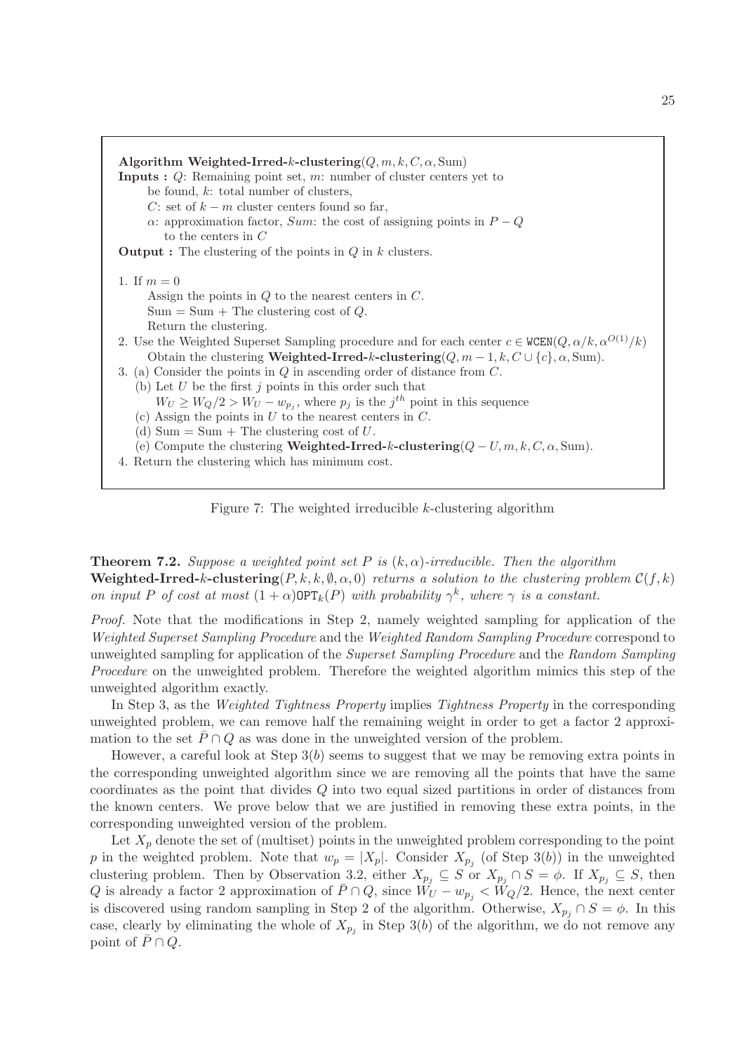**Algorithm Weighted-Irred-$k$-clustering**$(Q, m, k, C, \alpha, \text{Sum})$

**Inputs :** $Q$: Remaining point set, $m$: number of cluster centers yet to be found, $k$: total number of clusters,
$C$: set of $k - m$ cluster centers found so far,
$\alpha$: approximation factor, $Sum$: the cost of assigning points in $P - Q$ to the centers in $C$

**Output :** The clustering of the points in $Q$ in $k$ clusters.

1. If $m = 0$
   Assign the points in $Q$ to the nearest centers in $C$.
   $\text{Sum} = \text{Sum} +$ The clustering cost of $Q$.
   Return the clustering.
2. Use the Weighted Superset Sampling procedure and for each center $c \in \texttt{WCEN}(Q, \alpha/k, \alpha^{O(1)}/k)$
   Obtain the clustering **Weighted-Irred-$k$-clustering**$(Q, m-1, k, C \cup \{c\}, \alpha, \text{Sum})$.
3. (a) Consider the points in $Q$ in ascending order of distance from $C$.
   (b) Let $U$ be the first $j$ points in this order such that
   $W_U \geq W_Q/2 > W_U - w_{p_j}$, where $p_j$ is the $j^{th}$ point in this sequence
   (c) Assign the points in $U$ to the nearest centers in $C$.
   (d) $\text{Sum} = \text{Sum} +$ The clustering cost of $U$.
   (e) Compute the clustering **Weighted-Irred-$k$-clustering**$(Q - U, m, k, C, \alpha, \text{Sum})$.
4. Return the clustering which has minimum cost.

Figure 7: The weighted irreducible $k$-clustering algorithm

**Theorem 7.2.** *Suppose a weighted point set $P$ is $(k, \alpha)$-irreducible. Then the algorithm* **Weighted-Irred-$k$-clustering**$(P, k, k, \emptyset, \alpha, 0)$ *returns a solution to the clustering problem $\mathcal{C}(f, k)$ on input $P$ of cost at most $(1+\alpha)\texttt{OPT}_k(P)$ with probability $\gamma^k$, where $\gamma$ is a constant.*

*Proof.* Note that the modifications in Step 2, namely weighted sampling for application of the *Weighted Superset Sampling Procedure* and the *Weighted Random Sampling Procedure* correspond to unweighted sampling for application of the *Superset Sampling Procedure* and the *Random Sampling Procedure* on the unweighted problem. Therefore the weighted algorithm mimics this step of the unweighted algorithm exactly.

In Step 3, as the *Weighted Tightness Property* implies *Tightness Property* in the corresponding unweighted problem, we can remove half the remaining weight in order to get a factor 2 approximation to the set $\bar{P} \cap Q$ as was done in the unweighted version of the problem.

However, a careful look at Step 3$(b)$ seems to suggest that we may be removing extra points in the corresponding unweighted algorithm since we are removing all the points that have the same coordinates as the point that divides $Q$ into two equal sized partitions in order of distances from the known centers. We prove below that we are justified in removing these extra points, in the corresponding unweighted version of the problem.

Let $X_p$ denote the set of (multiset) points in the unweighted problem corresponding to the point $p$ in the weighted problem. Note that $w_p = |X_p|$. Consider $X_{p_j}$ (of Step 3$(b)$) in the unweighted clustering problem. Then by Observation 3.2, either $X_{p_j} \subseteq S$ or $X_{p_j} \cap S = \phi$. If $X_{p_j} \subseteq S$, then $Q$ is already a factor 2 approximation of $\bar{P} \cap Q$, since $W_U - w_{p_j} < W_Q/2$. Hence, the next center is discovered using random sampling in Step 2 of the algorithm. Otherwise, $X_{p_j} \cap S = \phi$. In this case, clearly by eliminating the whole of $X_{p_j}$ in Step 3$(b)$ of the algorithm, we do not remove any point of $\bar{P} \cap Q$.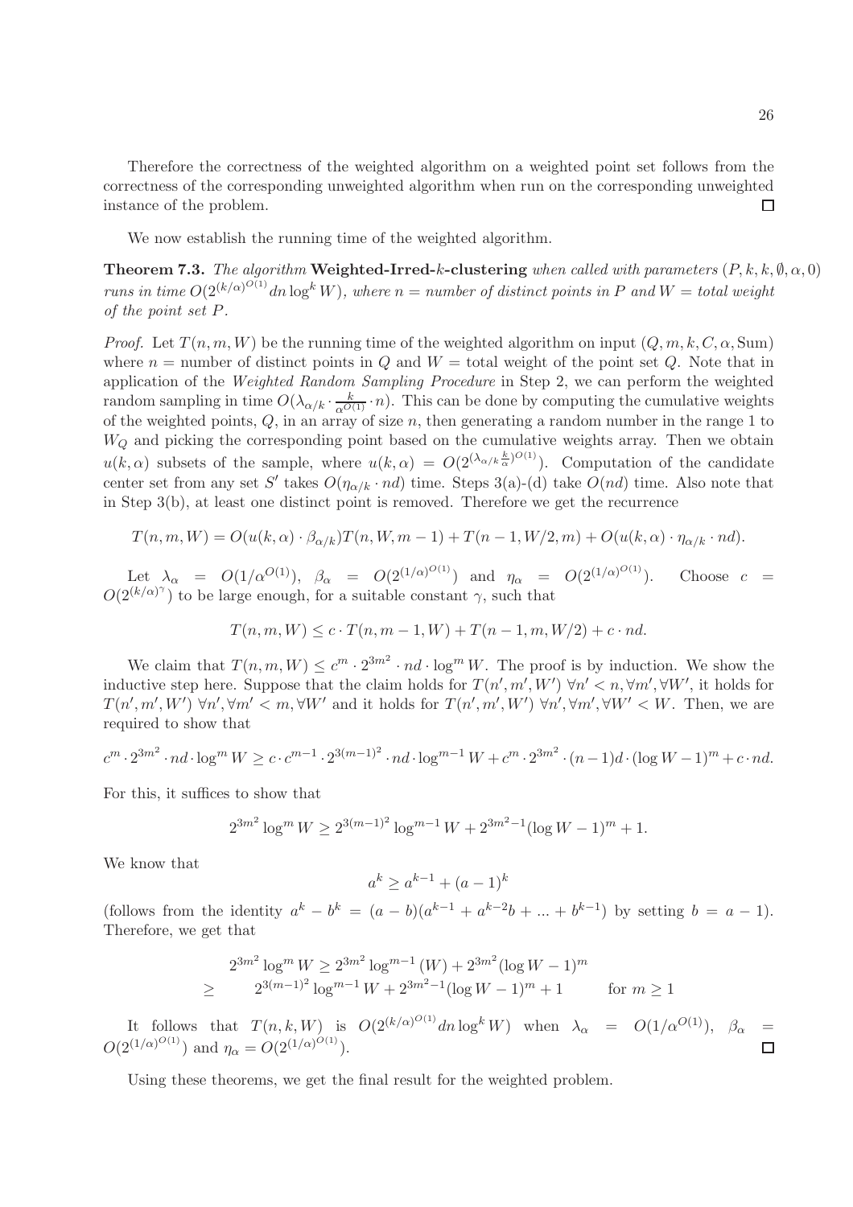Therefore the correctness of the weighted algorithm on a weighted point set follows from the correctness of the corresponding unweighted algorithm when run on the corresponding unweighted instance of the problem. $\square$

We now establish the running time of the weighted algorithm.

**Theorem 7.3.** *The algorithm* **Weighted-Irred-$k$-clustering** *when called with parameters* $(P, k, k, \emptyset, \alpha, 0)$ *runs in time* $O(2^{(k/\alpha)^{O(1)}} dn \log^k W)$*, where* $n$ *= number of distinct points in* $P$ *and* $W$ *= total weight of the point set* $P$*.*

*Proof.* Let $T(n, m, W)$ be the running time of the weighted algorithm on input $(Q, m, k, C, \alpha, \mathrm{Sum})$ where $n$ = number of distinct points in $Q$ and $W$ = total weight of the point set $Q$. Note that in application of the *Weighted Random Sampling Procedure* in Step 2, we can perform the weighted random sampling in time $O(\lambda_{\alpha/k} \cdot \frac{k}{\alpha^{O(1)}} \cdot n)$. This can be done by computing the cumulative weights of the weighted points, $Q$, in an array of size $n$, then generating a random number in the range 1 to $W_Q$ and picking the corresponding point based on the cumulative weights array. Then we obtain $u(k, \alpha)$ subsets of the sample, where $u(k, \alpha) = O(2^{(\lambda_{\alpha/k} \frac{k}{\alpha})^{O(1)}})$. Computation of the candidate center set from any set $S'$ takes $O(\eta_{\alpha/k} \cdot nd)$ time. Steps 3(a)-(d) take $O(nd)$ time. Also note that in Step 3(b), at least one distinct point is removed. Therefore we get the recurrence

$$T(n, m, W) = O(u(k, \alpha) \cdot \beta_{\alpha/k}) T(n, W, m-1) + T(n-1, W/2, m) + O(u(k, \alpha) \cdot \eta_{\alpha/k} \cdot nd).$$

Let $\lambda_\alpha = O(1/\alpha^{O(1)})$, $\beta_\alpha = O(2^{(1/\alpha)^{O(1)}})$ and $\eta_\alpha = O(2^{(1/\alpha)^{O(1)}})$. Choose $c = O(2^{(k/\alpha)^\gamma})$ to be large enough, for a suitable constant $\gamma$, such that

$$T(n, m, W) \leq c \cdot T(n, m-1, W) + T(n-1, m, W/2) + c \cdot nd.$$

We claim that $T(n, m, W) \leq c^m \cdot 2^{3m^2} \cdot nd \cdot \log^m W$. The proof is by induction. We show the inductive step here. Suppose that the claim holds for $T(n', m', W')$ $\forall n' < n, \forall m', \forall W'$, it holds for $T(n', m', W')$ $\forall n', \forall m' < m, \forall W'$ and it holds for $T(n', m', W')$ $\forall n', \forall m', \forall W' < W$. Then, we are required to show that

$$c^m \cdot 2^{3m^2} \cdot nd \cdot \log^m W \geq c \cdot c^{m-1} \cdot 2^{3(m-1)^2} \cdot nd \cdot \log^{m-1} W + c^m \cdot 2^{3m^2} \cdot (n-1)d \cdot (\log W - 1)^m + c \cdot nd.$$

For this, it suffices to show that

$$2^{3m^2} \log^m W \geq 2^{3(m-1)^2} \log^{m-1} W + 2^{3m^2-1} (\log W - 1)^m + 1.$$

We know that

$$a^k \geq a^{k-1} + (a-1)^k$$

(follows from the identity $a^k - b^k = (a-b)(a^{k-1} + a^{k-2}b + ... + b^{k-1})$ by setting $b = a - 1$). Therefore, we get that

$$\begin{aligned} & 2^{3m^2} \log^m W \geq 2^{3m^2} \log^{m-1}(W) + 2^{3m^2} (\log W - 1)^m \\ \geq \quad & 2^{3(m-1)^2} \log^{m-1} W + 2^{3m^2-1} (\log W - 1)^m + 1 \qquad \text{for } m \geq 1 \end{aligned}$$

It follows that $T(n, k, W)$ is $O(2^{(k/\alpha)^{O(1)}} dn \log^k W)$ when $\lambda_\alpha = O(1/\alpha^{O(1)})$, $\beta_\alpha = O(2^{(1/\alpha)^{O(1)}})$ and $\eta_\alpha = O(2^{(1/\alpha)^{O(1)}})$. $\square$

Using these theorems, we get the final result for the weighted problem.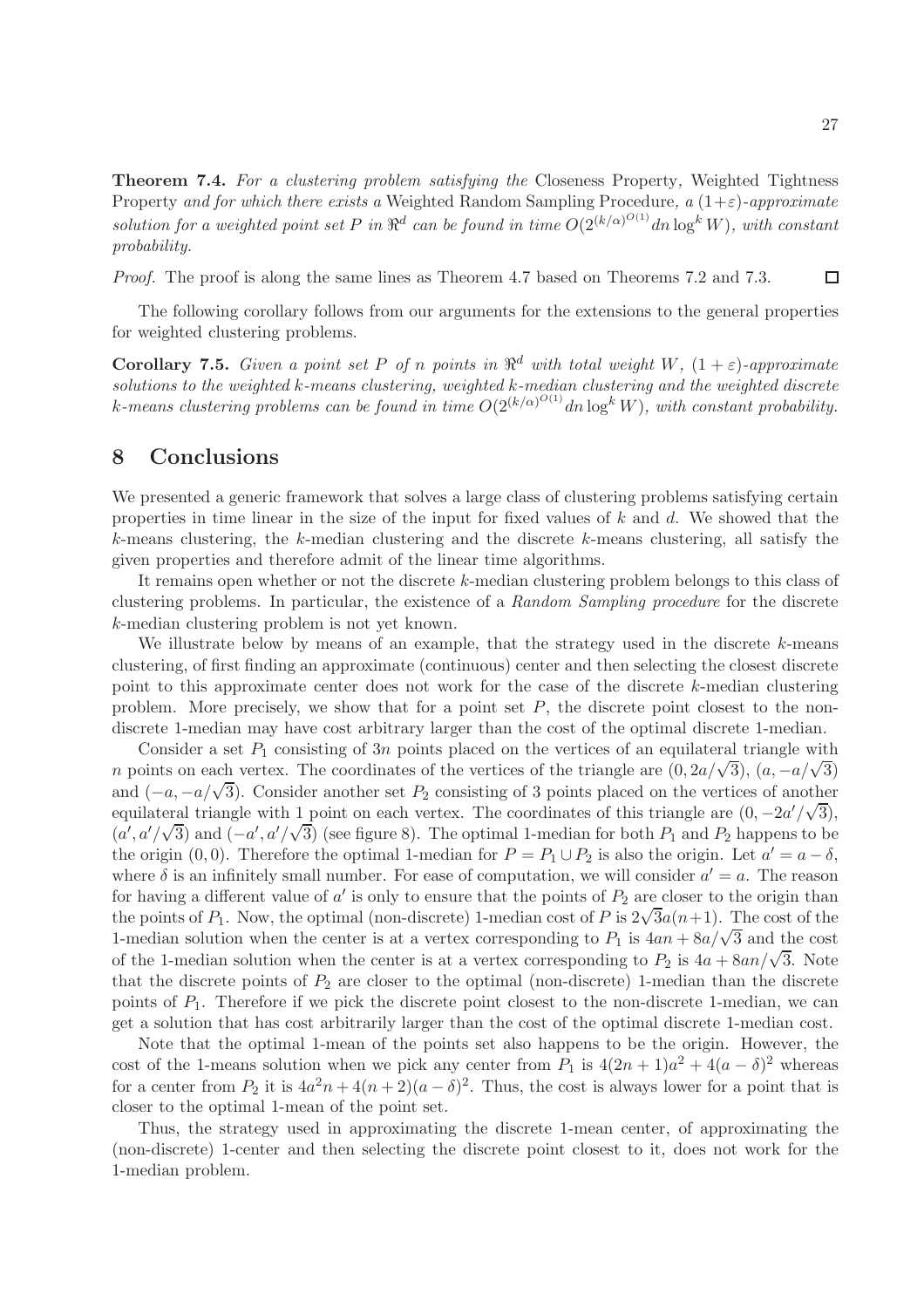**Theorem 7.4.** *For a clustering problem satisfying the* Closeness Property*,* Weighted Tightness Property *and for which there exists a* Weighted Random Sampling Procedure*, a* $(1+\varepsilon)$*-approximate solution for a weighted point set* $P$ *in* $\Re^d$ *can be found in time* $O(2^{(k/\alpha)^{O(1)}} dn \log^k W)$*, with constant probability.*

*Proof.* The proof is along the same lines as Theorem 4.7 based on Theorems 7.2 and 7.3. □

The following corollary follows from our arguments for the extensions to the general properties for weighted clustering problems.

**Corollary 7.5.** *Given a point set* $P$ *of* $n$ *points in* $\Re^d$ *with total weight* $W$*,* $(1+\varepsilon)$*-approximate solutions to the weighted* $k$*-means clustering, weighted* $k$*-median clustering and the weighted discrete* $k$*-means clustering problems can be found in time* $O(2^{(k/\alpha)^{O(1)}} dn \log^k W)$*, with constant probability.*

## 8 Conclusions

We presented a generic framework that solves a large class of clustering problems satisfying certain properties in time linear in the size of the input for fixed values of $k$ and $d$. We showed that the $k$-means clustering, the $k$-median clustering and the discrete $k$-means clustering, all satisfy the given properties and therefore admit of the linear time algorithms.

It remains open whether or not the discrete $k$-median clustering problem belongs to this class of clustering problems. In particular, the existence of a *Random Sampling procedure* for the discrete $k$-median clustering problem is not yet known.

We illustrate below by means of an example, that the strategy used in the discrete $k$-means clustering, of first finding an approximate (continuous) center and then selecting the closest discrete point to this approximate center does not work for the case of the discrete $k$-median clustering problem. More precisely, we show that for a point set $P$, the discrete point closest to the non-discrete 1-median may have cost arbitrary larger than the cost of the optimal discrete 1-median.

Consider a set $P_1$ consisting of $3n$ points placed on the vertices of an equilateral triangle with $n$ points on each vertex. The coordinates of the vertices of the triangle are $(0, 2a/\sqrt{3})$, $(a, -a/\sqrt{3})$ and $(-a, -a/\sqrt{3})$. Consider another set $P_2$ consisting of 3 points placed on the vertices of another equilateral triangle with 1 point on each vertex. The coordinates of this triangle are $(0, -2a'/\sqrt{3})$, $(a', a'/\sqrt{3})$ and $(-a', a'/\sqrt{3})$ (see figure 8). The optimal 1-median for both $P_1$ and $P_2$ happens to be the origin $(0, 0)$. Therefore the optimal 1-median for $P = P_1 \cup P_2$ is also the origin. Let $a' = a - \delta$, where $\delta$ is an infinitely small number. For ease of computation, we will consider $a' = a$. The reason for having a different value of $a'$ is only to ensure that the points of $P_2$ are closer to the origin than the points of $P_1$. Now, the optimal (non-discrete) 1-median cost of $P$ is $2\sqrt{3}a(n+1)$. The cost of the 1-median solution when the center is at a vertex corresponding to $P_1$ is $4an + 8a/\sqrt{3}$ and the cost of the 1-median solution when the center is at a vertex corresponding to $P_2$ is $4a + 8an/\sqrt{3}$. Note that the discrete points of $P_2$ are closer to the optimal (non-discrete) 1-median than the discrete points of $P_1$. Therefore if we pick the discrete point closest to the non-discrete 1-median, we can get a solution that has cost arbitrarily larger than the cost of the optimal discrete 1-median cost.

Note that the optimal 1-mean of the points set also happens to be the origin. However, the cost of the 1-means solution when we pick any center from $P_1$ is $4(2n+1)a^2 + 4(a-\delta)^2$ whereas for a center from $P_2$ it is $4a^2 n + 4(n+2)(a-\delta)^2$. Thus, the cost is always lower for a point that is closer to the optimal 1-mean of the point set.

Thus, the strategy used in approximating the discrete 1-mean center, of approximating the (non-discrete) 1-center and then selecting the discrete point closest to it, does not work for the 1-median problem.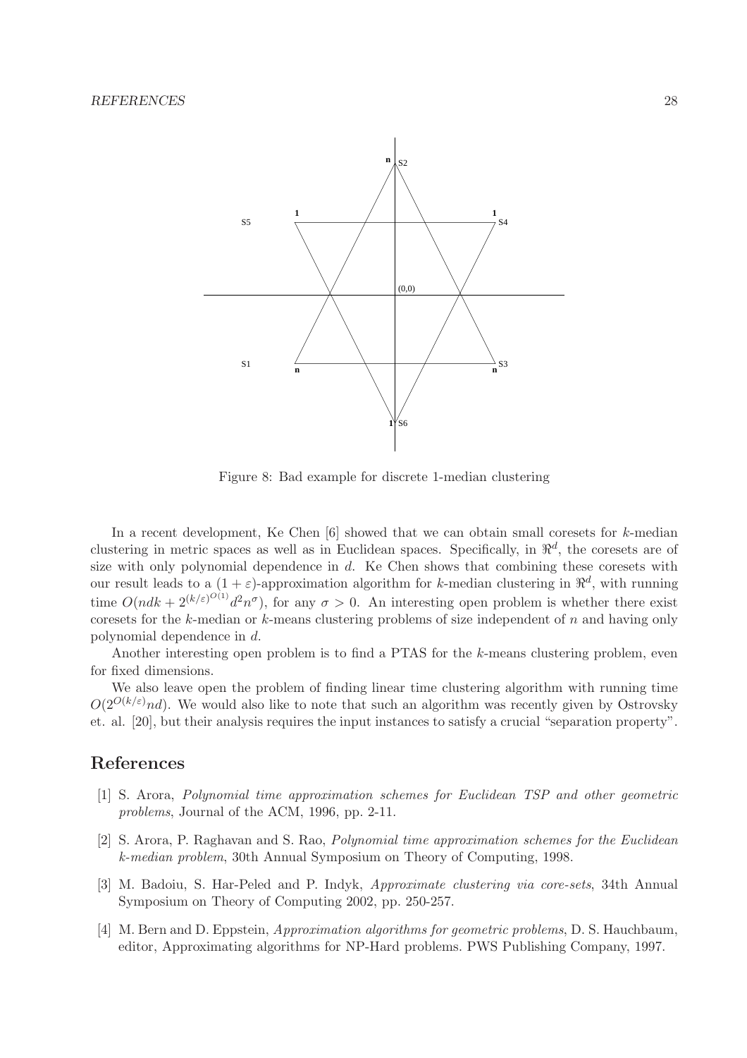Figure 8: Bad example for discrete 1-median clustering

In a recent development, Ke Chen [6] showed that we can obtain small coresets for $k$-median clustering in metric spaces as well as in Euclidean spaces. Specifically, in $\Re^d$, the coresets are of size with only polynomial dependence in $d$. Ke Chen shows that combining these coresets with our result leads to a $(1+\varepsilon)$-approximation algorithm for $k$-median clustering in $\Re^d$, with running time $O(ndk + 2^{(k/\varepsilon)^{O(1)}} d^2 n^\sigma)$, for any $\sigma > 0$. An interesting open problem is whether there exist coresets for the $k$-median or $k$-means clustering problems of size independent of $n$ and having only polynomial dependence in $d$.

Another interesting open problem is to find a PTAS for the $k$-means clustering problem, even for fixed dimensions.

We also leave open the problem of finding linear time clustering algorithm with running time $O(2^{O(k/\varepsilon)} nd)$. We would also like to note that such an algorithm was recently given by Ostrovsky et. al. [20], but their analysis requires the input instances to satisfy a crucial "separation property".

## References

[1] S. Arora, *Polynomial time approximation schemes for Euclidean TSP and other geometric problems*, Journal of the ACM, 1996, pp. 2-11.

[2] S. Arora, P. Raghavan and S. Rao, *Polynomial time approximation schemes for the Euclidean k-median problem*, 30th Annual Symposium on Theory of Computing, 1998.

[3] M. Badoiu, S. Har-Peled and P. Indyk, *Approximate clustering via core-sets*, 34th Annual Symposium on Theory of Computing 2002, pp. 250-257.

[4] M. Bern and D. Eppstein, *Approximation algorithms for geometric problems*, D. S. Hauchbaum, editor, Approximating algorithms for NP-Hard problems. PWS Publishing Company, 1997.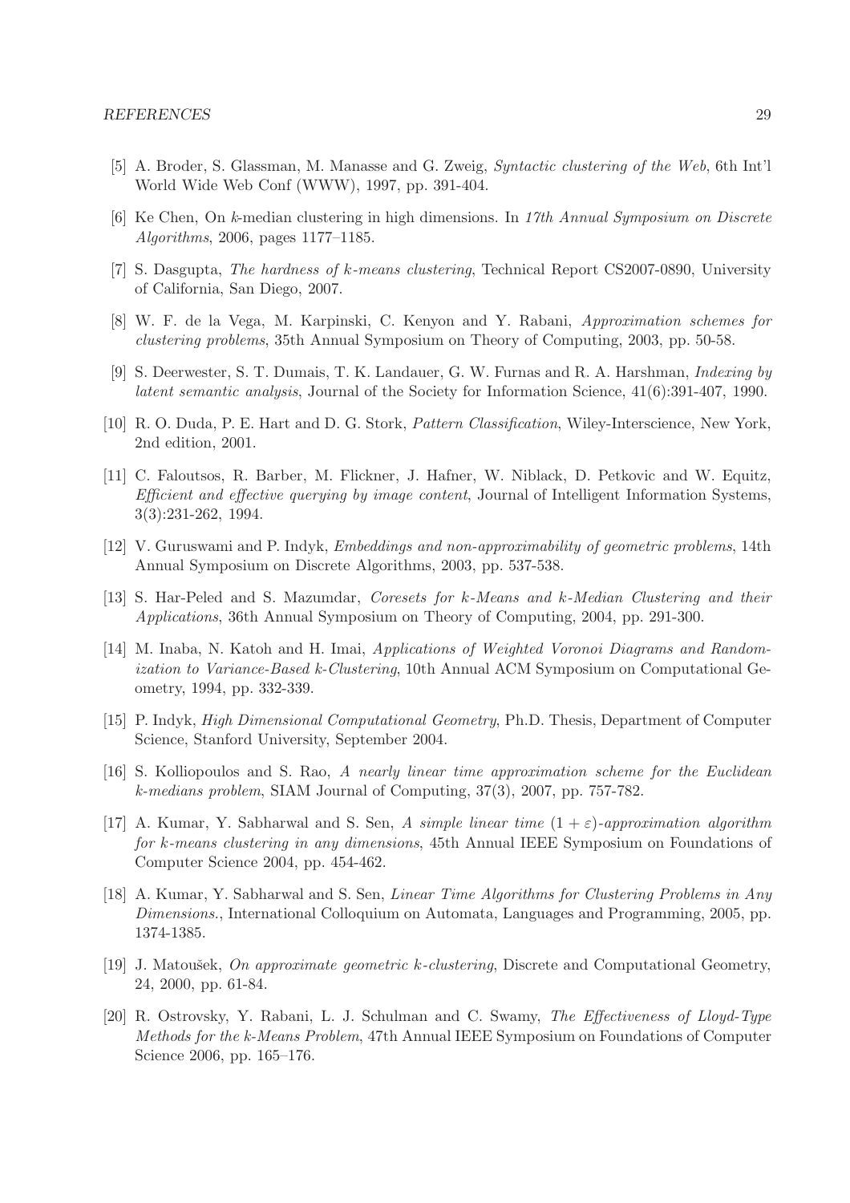[5] A. Broder, S. Glassman, M. Manasse and G. Zweig, *Syntactic clustering of the Web*, 6th Int'l World Wide Web Conf (WWW), 1997, pp. 391-404.

[6] Ke Chen, On $k$-median clustering in high dimensions. In *17th Annual Symposium on Discrete Algorithms*, 2006, pages 1177–1185.

[7] S. Dasgupta, *The hardness of k-means clustering*, Technical Report CS2007-0890, University of California, San Diego, 2007.

[8] W. F. de la Vega, M. Karpinski, C. Kenyon and Y. Rabani, *Approximation schemes for clustering problems*, 35th Annual Symposium on Theory of Computing, 2003, pp. 50-58.

[9] S. Deerwester, S. T. Dumais, T. K. Landauer, G. W. Furnas and R. A. Harshman, *Indexing by latent semantic analysis*, Journal of the Society for Information Science, 41(6):391-407, 1990.

[10] R. O. Duda, P. E. Hart and D. G. Stork, *Pattern Classification*, Wiley-Interscience, New York, 2nd edition, 2001.

[11] C. Faloutsos, R. Barber, M. Flickner, J. Hafner, W. Niblack, D. Petkovic and W. Equitz, *Efficient and effective querying by image content*, Journal of Intelligent Information Systems, 3(3):231-262, 1994.

[12] V. Guruswami and P. Indyk, *Embeddings and non-approximability of geometric problems*, 14th Annual Symposium on Discrete Algorithms, 2003, pp. 537-538.

[13] S. Har-Peled and S. Mazumdar, *Coresets for k-Means and k-Median Clustering and their Applications*, 36th Annual Symposium on Theory of Computing, 2004, pp. 291-300.

[14] M. Inaba, N. Katoh and H. Imai, *Applications of Weighted Voronoi Diagrams and Randomization to Variance-Based k-Clustering*, 10th Annual ACM Symposium on Computational Geometry, 1994, pp. 332-339.

[15] P. Indyk, *High Dimensional Computational Geometry*, Ph.D. Thesis, Department of Computer Science, Stanford University, September 2004.

[16] S. Kolliopoulos and S. Rao, *A nearly linear time approximation scheme for the Euclidean k-medians problem*, SIAM Journal of Computing, 37(3), 2007, pp. 757-782.

[17] A. Kumar, Y. Sabharwal and S. Sen, *A simple linear time $(1+\varepsilon)$-approximation algorithm for k-means clustering in any dimensions*, 45th Annual IEEE Symposium on Foundations of Computer Science 2004, pp. 454-462.

[18] A. Kumar, Y. Sabharwal and S. Sen, *Linear Time Algorithms for Clustering Problems in Any Dimensions.*, International Colloquium on Automata, Languages and Programming, 2005, pp. 1374-1385.

[19] J. Matoušek, *On approximate geometric k-clustering*, Discrete and Computational Geometry, 24, 2000, pp. 61-84.

[20] R. Ostrovsky, Y. Rabani, L. J. Schulman and C. Swamy, *The Effectiveness of Lloyd-Type Methods for the k-Means Problem*, 47th Annual IEEE Symposium on Foundations of Computer Science 2006, pp. 165–176.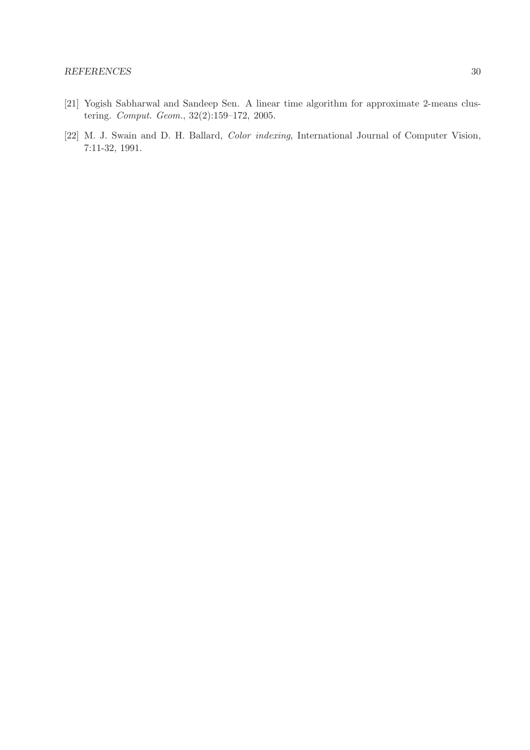[21] Yogish Sabharwal and Sandeep Sen. A linear time algorithm for approximate 2-means clustering. *Comput. Geom.*, 32(2):159–172, 2005.

[22] M. J. Swain and D. H. Ballard, *Color indexing*, International Journal of Computer Vision, 7:11-32, 1991.